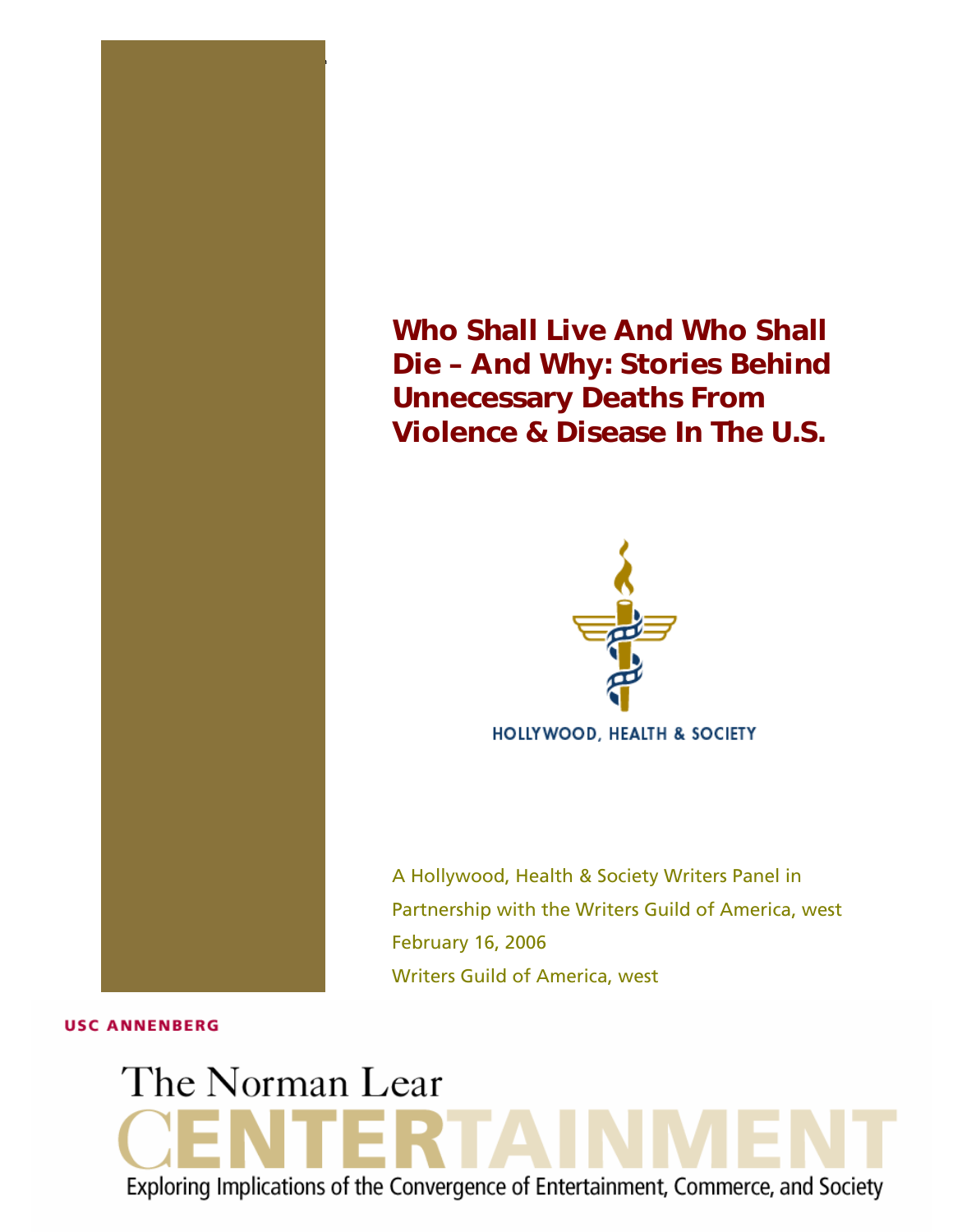# Who Shall Live And Who Shall Die – And Why: Stories Behind Unnecessary Deaths From Violence & Disease In The U.S.

HOLLYWOOD, HEALTH & SOCIETY

A Hollywood, Health & Society Writers Panel in Partnership with the Writers Guild of America, west

February 16, 2006

Writers Guild of America, west

USC ANNENBERG

The Norman Lear CENTERTAINMENT

Exploring Implications of the Convergence of Entertainment, Commerce, and Society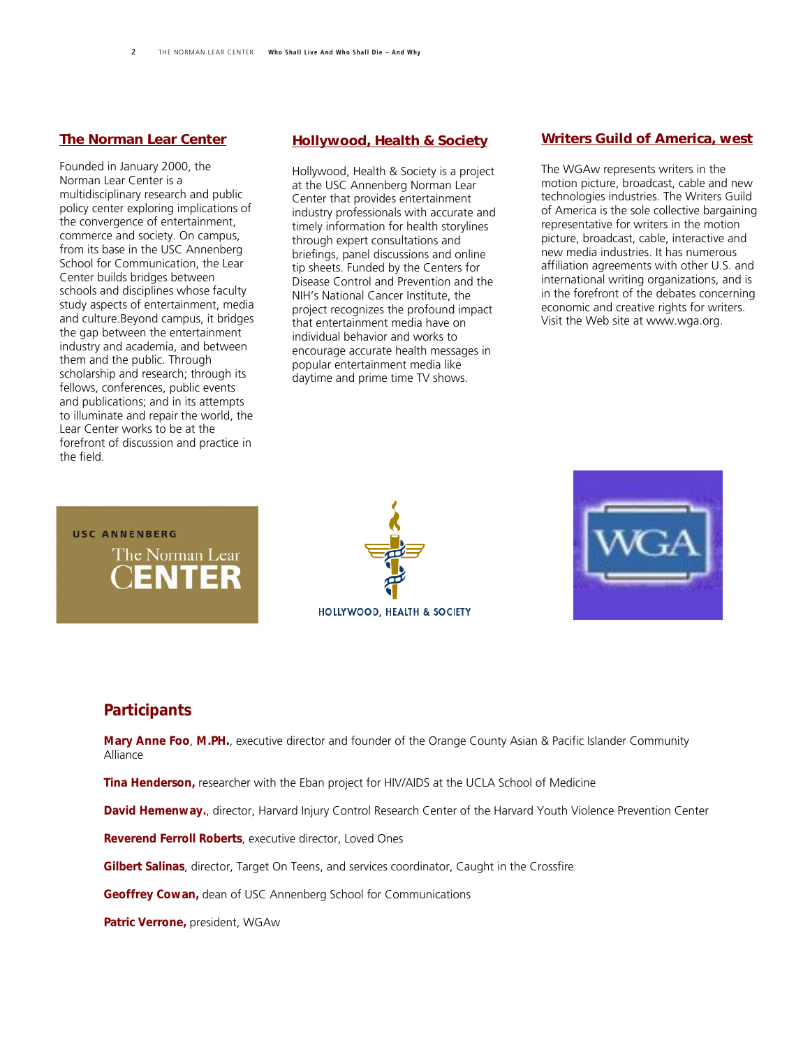## The Norman Lear Center

Founded in January 2000, the Norman Lear Center is a multidisciplinary research and public policy center exploring implications of the convergence of entertainment, commerce and society. On campus, from its base in the USC Annenberg School for Communication, the Lear Center builds bridges between schools and disciplines whose faculty study aspects of entertainment, media and culture.Beyond campus, it bridges the gap between the entertainment industry and academia, and between them and the public. Through scholarship and research; through its fellows, conferences, public events and publications; and in its attempts to illuminate and repair the world, the Lear Center works to be at the forefront of discussion and practice in the field.

## Hollywood, Health & Society

Hollywood, Health & Society is a project at the USC Annenberg Norman Lear Center that provides entertainment industry professionals with accurate and timely information for health storylines through expert consultations and briefings, panel discussions and online tip sheets. Funded by the Centers for Disease Control and Prevention and the NIH's National Cancer Institute, the project recognizes the profound impact that entertainment media have on individual behavior and works to encourage accurate health messages in popular entertainment media like daytime and prime time TV shows.

## Writers Guild of America, west

The WGAw represents writers in the motion picture, broadcast, cable and new technologies industries. The Writers Guild of America is the sole collective bargaining representative for writers in the motion picture, broadcast, cable, interactive and new media industries. It has numerous affiliation agreements with other U.S. and international writing organizations, and is in the forefront of the debates concerning economic and creative rights for writers. Visit the Web site at www.wga.org.

USC ANNENBERG The Norman Lear CENTER

HOLLYWOOD, HEALTH & SOCIETY

WGA

## Participants

**Mary Anne Foo**, **M.PH.**, executive director and founder of the Orange County Asian & Pacific Islander Community Alliance

**Tina Henderson,** researcher with the Eban project for HIV/AIDS at the UCLA School of Medicine

**David Hemenway.**, director, Harvard Injury Control Research Center of the Harvard Youth Violence Prevention Center

**Reverend Ferroll Roberts**, executive director, Loved Ones

**Gilbert Salinas**, director, Target On Teens, and services coordinator, Caught in the Crossfire

**Geoffrey Cowan,** dean of USC Annenberg School for Communications

**Patric Verrone,** president, WGAw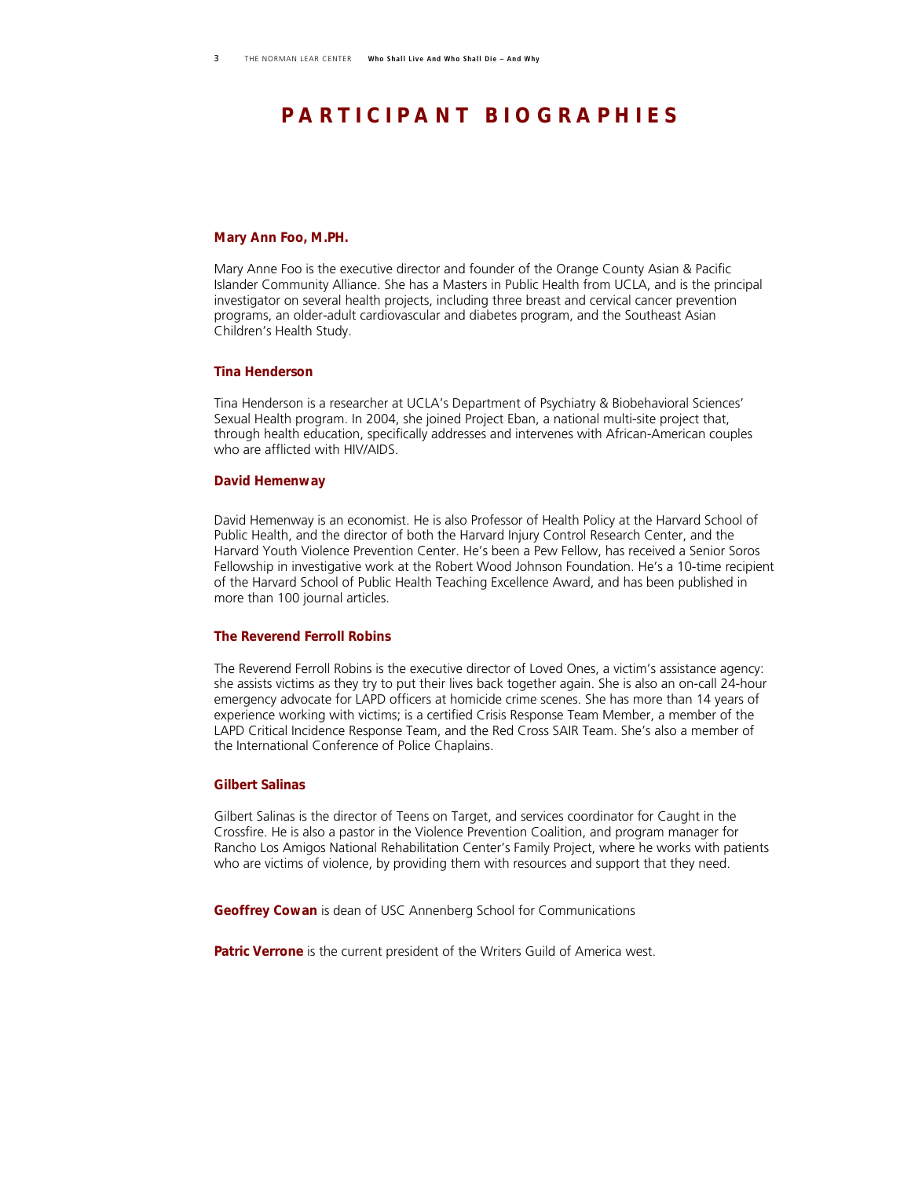# PARTICIPANT BIOGRAPHIES

### Mary Ann Foo, M.PH.

Mary Anne Foo is the executive director and founder of the Orange County Asian & Pacific Islander Community Alliance. She has a Masters in Public Health from UCLA, and is the principal investigator on several health projects, including three breast and cervical cancer prevention programs, an older-adult cardiovascular and diabetes program, and the Southeast Asian Children's Health Study.

### Tina Henderson

Tina Henderson is a researcher at UCLA's Department of Psychiatry & Biobehavioral Sciences' Sexual Health program. In 2004, she joined Project Eban, a national multi-site project that, through health education, specifically addresses and intervenes with African-American couples who are afflicted with HIV/AIDS.

### David Hemenway

David Hemenway is an economist. He is also Professor of Health Policy at the Harvard School of Public Health, and the director of both the Harvard Injury Control Research Center, and the Harvard Youth Violence Prevention Center. He's been a Pew Fellow, has received a Senior Soros Fellowship in investigative work at the Robert Wood Johnson Foundation. He's a 10-time recipient of the Harvard School of Public Health Teaching Excellence Award, and has been published in more than 100 journal articles.

### The Reverend Ferroll Robins

The Reverend Ferroll Robins is the executive director of Loved Ones, a victim's assistance agency: she assists victims as they try to put their lives back together again. She is also an on-call 24-hour emergency advocate for LAPD officers at homicide crime scenes. She has more than 14 years of experience working with victims; is a certified Crisis Response Team Member, a member of the LAPD Critical Incidence Response Team, and the Red Cross SAIR Team. She's also a member of the International Conference of Police Chaplains.

### Gilbert Salinas

Gilbert Salinas is the director of Teens on Target, and services coordinator for Caught in the Crossfire. He is also a pastor in the Violence Prevention Coalition, and program manager for Rancho Los Amigos National Rehabilitation Center's Family Project, where he works with patients who are victims of violence, by providing them with resources and support that they need.

**Geoffrey Cowan** is dean of USC Annenberg School for Communications

**Patric Verrone** is the current president of the Writers Guild of America west.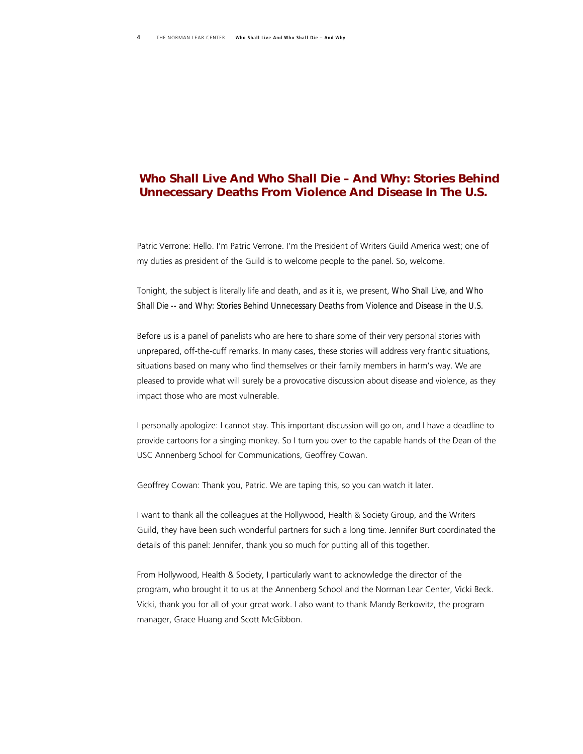## Who Shall Live And Who Shall Die – And Why: Stories Behind Unnecessary Deaths From Violence And Disease In The U.S.

Patric Verrone: Hello. I'm Patric Verrone. I'm the President of Writers Guild America west; one of my duties as president of the Guild is to welcome people to the panel. So, welcome.

Tonight, the subject is literally life and death, and as it is, we present, *Who Shall Live, and Who Shall Die -- and Why: Stories Behind Unnecessary Deaths from Violence and Disease in the U.S.*

Before us is a panel of panelists who are here to share some of their very personal stories with unprepared, off-the-cuff remarks. In many cases, these stories will address very frantic situations, situations based on many who find themselves or their family members in harm's way. We are pleased to provide what will surely be a provocative discussion about disease and violence, as they impact those who are most vulnerable.

I personally apologize: I cannot stay. This important discussion will go on, and I have a deadline to provide cartoons for a singing monkey. So I turn you over to the capable hands of the Dean of the USC Annenberg School for Communications, Geoffrey Cowan.

Geoffrey Cowan: Thank you, Patric. We are taping this, so you can watch it later.

I want to thank all the colleagues at the Hollywood, Health & Society Group, and the Writers Guild, they have been such wonderful partners for such a long time. Jennifer Burt coordinated the details of this panel: Jennifer, thank you so much for putting all of this together.

From Hollywood, Health & Society, I particularly want to acknowledge the director of the program, who brought it to us at the Annenberg School and the Norman Lear Center, Vicki Beck. Vicki, thank you for all of your great work. I also want to thank Mandy Berkowitz, the program manager, Grace Huang and Scott McGibbon.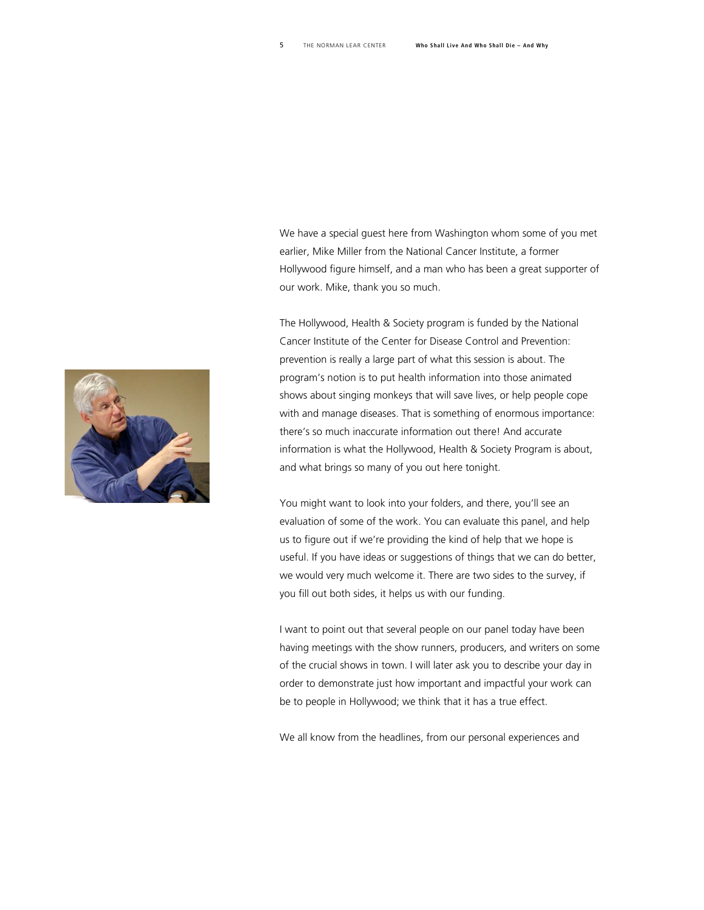We have a special guest here from Washington whom some of you met earlier, Mike Miller from the National Cancer Institute, a former Hollywood figure himself, and a man who has been a great supporter of our work. Mike, thank you so much.

The Hollywood, Health & Society program is funded by the National Cancer Institute of the Center for Disease Control and Prevention: prevention is really a large part of what this session is about. The program's notion is to put health information into those animated shows about singing monkeys that will save lives, or help people cope with and manage diseases. That is something of enormous importance: there's so much inaccurate information out there! And accurate information is what the Hollywood, Health & Society Program is about, and what brings so many of you out here tonight.

You might want to look into your folders, and there, you'll see an evaluation of some of the work. You can evaluate this panel, and help us to figure out if we're providing the kind of help that we hope is useful. If you have ideas or suggestions of things that we can do better, we would very much welcome it. There are two sides to the survey, if you fill out both sides, it helps us with our funding.

I want to point out that several people on our panel today have been having meetings with the show runners, producers, and writers on some of the crucial shows in town. I will later ask you to describe your day in order to demonstrate just how important and impactful your work can be to people in Hollywood; we think that it has a true effect.

We all know from the headlines, from our personal experiences and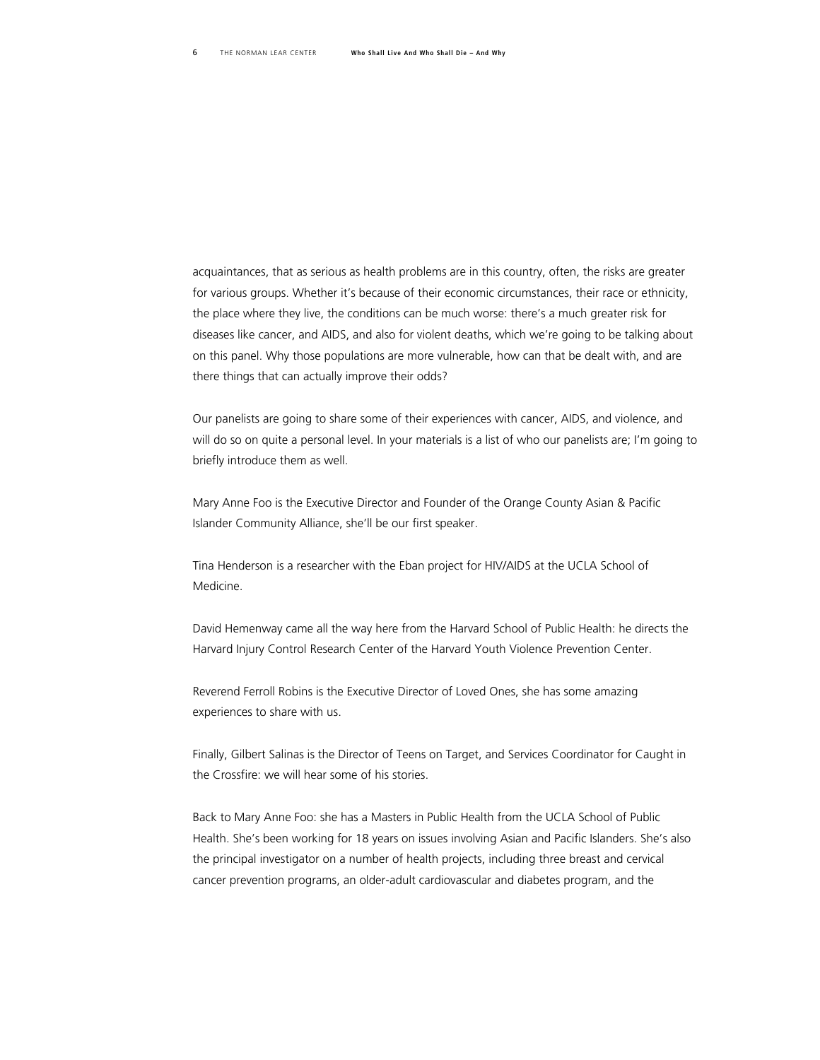acquaintances, that as serious as health problems are in this country, often, the risks are greater for various groups. Whether it's because of their economic circumstances, their race or ethnicity, the place where they live, the conditions can be much worse: there's a much greater risk for diseases like cancer, and AIDS, and also for violent deaths, which we're going to be talking about on this panel. Why those populations are more vulnerable, how can that be dealt with, and are there things that can actually improve their odds?

Our panelists are going to share some of their experiences with cancer, AIDS, and violence, and will do so on quite a personal level. In your materials is a list of who our panelists are; I'm going to briefly introduce them as well.

Mary Anne Foo is the Executive Director and Founder of the Orange County Asian & Pacific Islander Community Alliance, she'll be our first speaker.

Tina Henderson is a researcher with the Eban project for HIV/AIDS at the UCLA School of Medicine.

David Hemenway came all the way here from the Harvard School of Public Health: he directs the Harvard Injury Control Research Center of the Harvard Youth Violence Prevention Center.

Reverend Ferroll Robins is the Executive Director of Loved Ones, she has some amazing experiences to share with us.

Finally, Gilbert Salinas is the Director of Teens on Target, and Services Coordinator for Caught in the Crossfire: we will hear some of his stories.

Back to Mary Anne Foo: she has a Masters in Public Health from the UCLA School of Public Health. She's been working for 18 years on issues involving Asian and Pacific Islanders. She's also the principal investigator on a number of health projects, including three breast and cervical cancer prevention programs, an older-adult cardiovascular and diabetes program, and the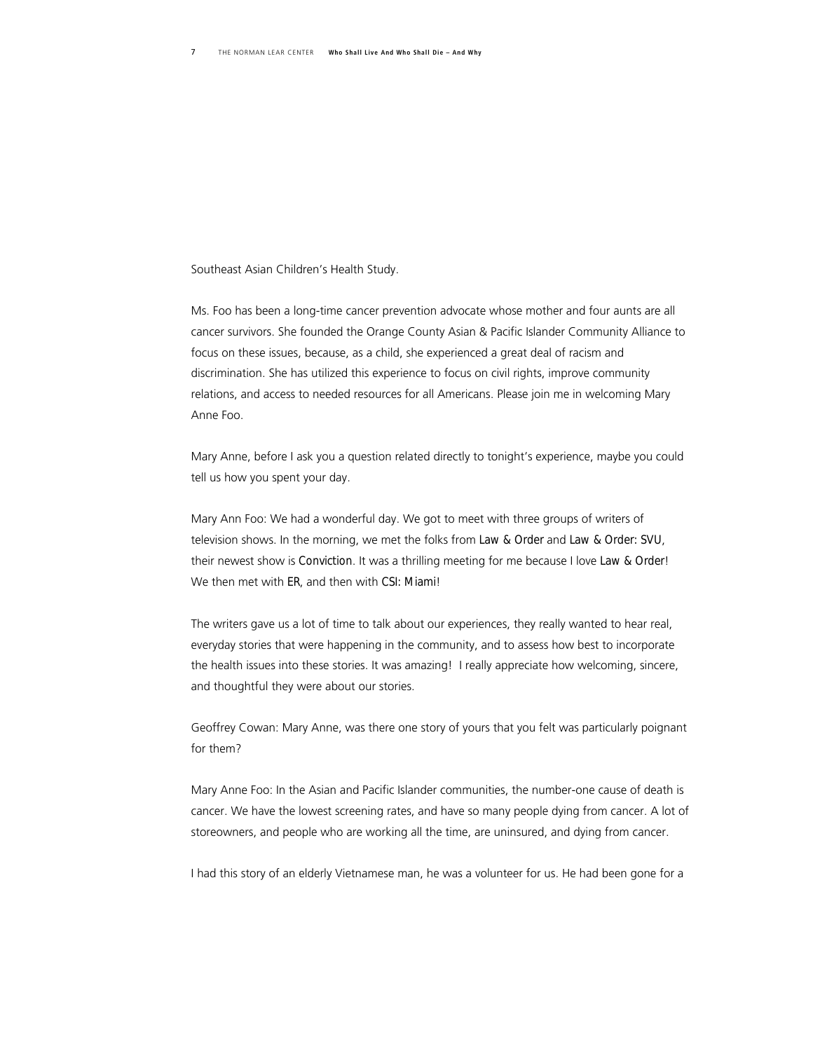Southeast Asian Children's Health Study.

Ms. Foo has been a long-time cancer prevention advocate whose mother and four aunts are all cancer survivors. She founded the Orange County Asian & Pacific Islander Community Alliance to focus on these issues, because, as a child, she experienced a great deal of racism and discrimination. She has utilized this experience to focus on civil rights, improve community relations, and access to needed resources for all Americans. Please join me in welcoming Mary Anne Foo.

Mary Anne, before I ask you a question related directly to tonight's experience, maybe you could tell us how you spent your day.

Mary Ann Foo: We had a wonderful day. We got to meet with three groups of writers of television shows. In the morning, we met the folks from *Law & Order* and *Law & Order: SVU*, their newest show is *Conviction*. It was a thrilling meeting for me because I love *Law & Order*! We then met with *ER*, and then with *CSI: Miami*!

The writers gave us a lot of time to talk about our experiences, they really wanted to hear real, everyday stories that were happening in the community, and to assess how best to incorporate the health issues into these stories. It was amazing! I really appreciate how welcoming, sincere, and thoughtful they were about our stories.

Geoffrey Cowan: Mary Anne, was there one story of yours that you felt was particularly poignant for them?

Mary Anne Foo: In the Asian and Pacific Islander communities, the number-one cause of death is cancer. We have the lowest screening rates, and have so many people dying from cancer. A lot of storeowners, and people who are working all the time, are uninsured, and dying from cancer.

I had this story of an elderly Vietnamese man, he was a volunteer for us. He had been gone for a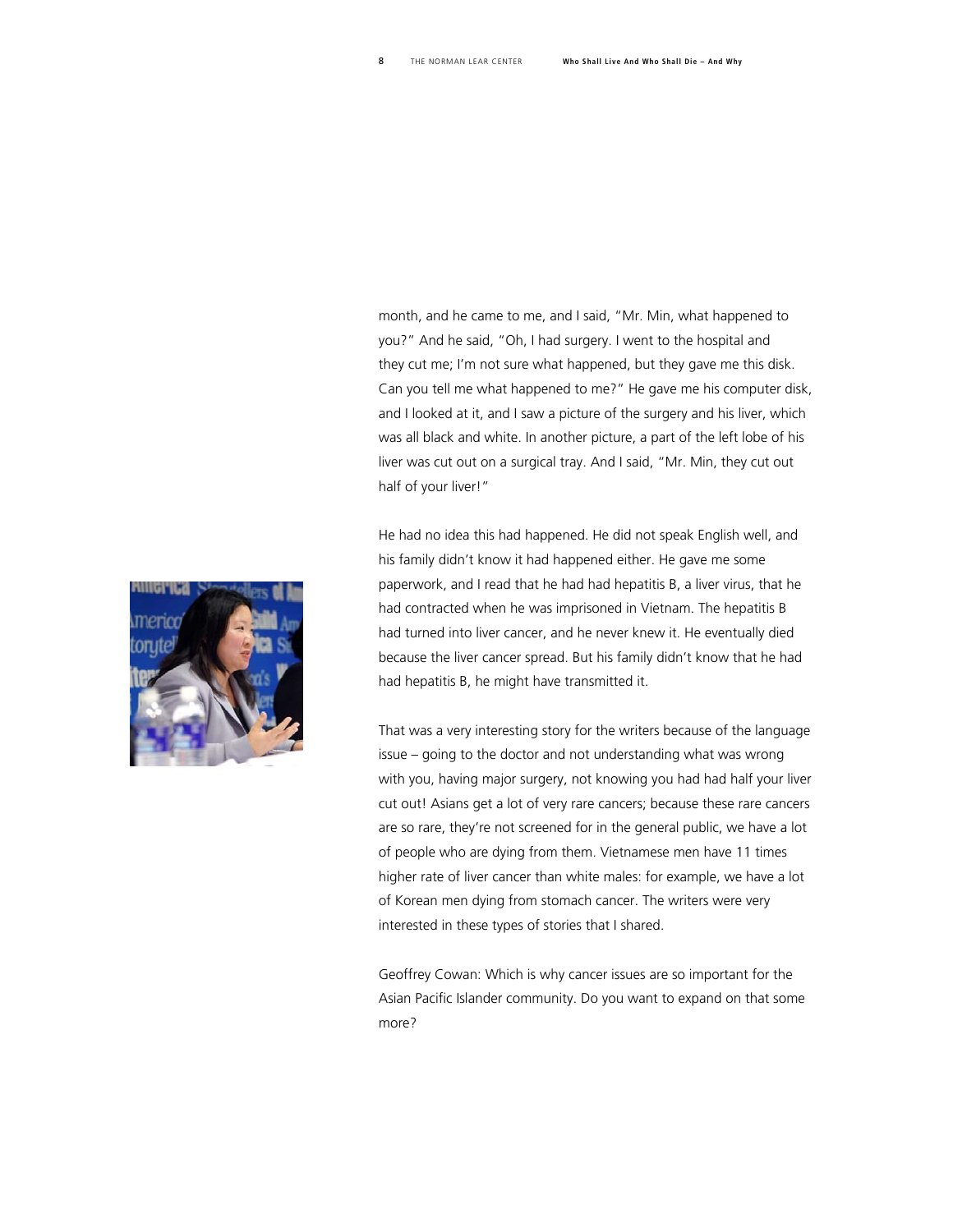month, and he came to me, and I said, "Mr. Min, what happened to you?" And he said, "Oh, I had surgery. I went to the hospital and they cut me; I'm not sure what happened, but they gave me this disk. Can you tell me what happened to me?" He gave me his computer disk, and I looked at it, and I saw a picture of the surgery and his liver, which was all black and white. In another picture, a part of the left lobe of his liver was cut out on a surgical tray. And I said, "Mr. Min, they cut out half of your liver!"

He had no idea this had happened. He did not speak English well, and his family didn't know it had happened either. He gave me some paperwork, and I read that he had had hepatitis B, a liver virus, that he had contracted when he was imprisoned in Vietnam. The hepatitis B had turned into liver cancer, and he never knew it. He eventually died because the liver cancer spread. But his family didn't know that he had had hepatitis B, he might have transmitted it.

That was a very interesting story for the writers because of the language issue – going to the doctor and not understanding what was wrong with you, having major surgery, not knowing you had had half your liver cut out! Asians get a lot of very rare cancers; because these rare cancers are so rare, they're not screened for in the general public, we have a lot of people who are dying from them. Vietnamese men have 11 times higher rate of liver cancer than white males: for example, we have a lot of Korean men dying from stomach cancer. The writers were very interested in these types of stories that I shared.

Geoffrey Cowan: Which is why cancer issues are so important for the Asian Pacific Islander community. Do you want to expand on that some more?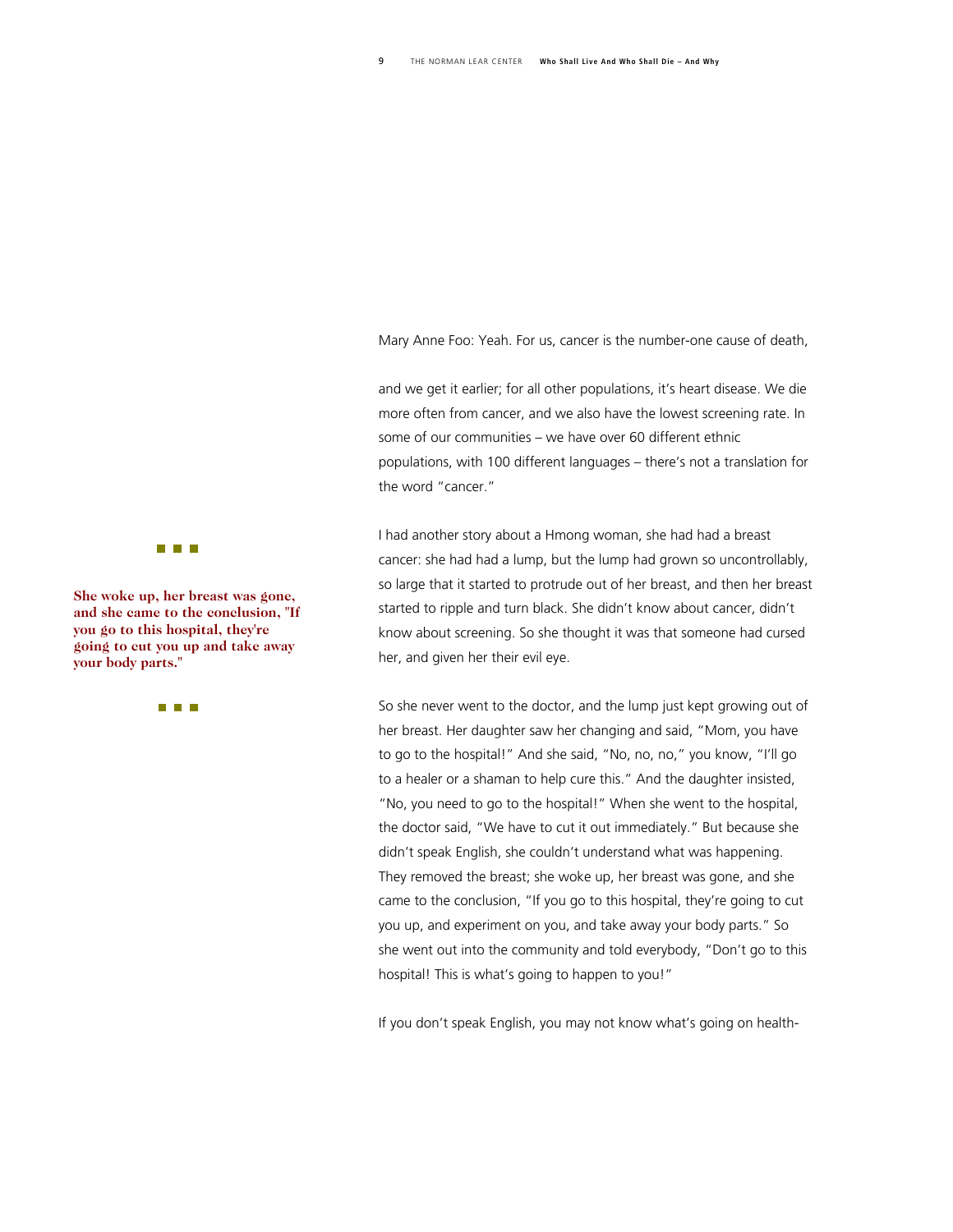Mary Anne Foo: Yeah. For us, cancer is the number-one cause of death,

and we get it earlier; for all other populations, it's heart disease. We die more often from cancer, and we also have the lowest screening rate. In some of our communities – we have over 60 different ethnic populations, with 100 different languages – there's not a translation for the word "cancer."

**She woke up, her breast was gone, and she came to the conclusion, "If you go to this hospital, they're going to cut you up and take away your body parts."**

I had another story about a Hmong woman, she had had a breast cancer: she had had a lump, but the lump had grown so uncontrollably, so large that it started to protrude out of her breast, and then her breast started to ripple and turn black. She didn't know about cancer, didn't know about screening. So she thought it was that someone had cursed her, and given her their evil eye.

So she never went to the doctor, and the lump just kept growing out of her breast. Her daughter saw her changing and said, "Mom, you have to go to the hospital!" And she said, "No, no, no," you know, "I'll go to a healer or a shaman to help cure this." And the daughter insisted, "No, you need to go to the hospital!" When she went to the hospital, the doctor said, "We have to cut it out immediately." But because she didn't speak English, she couldn't understand what was happening. They removed the breast; she woke up, her breast was gone, and she came to the conclusion, "If you go to this hospital, they're going to cut you up, and experiment on you, and take away your body parts." So she went out into the community and told everybody, "Don't go to this hospital! This is what's going to happen to you!"

If you don't speak English, you may not know what's going on health-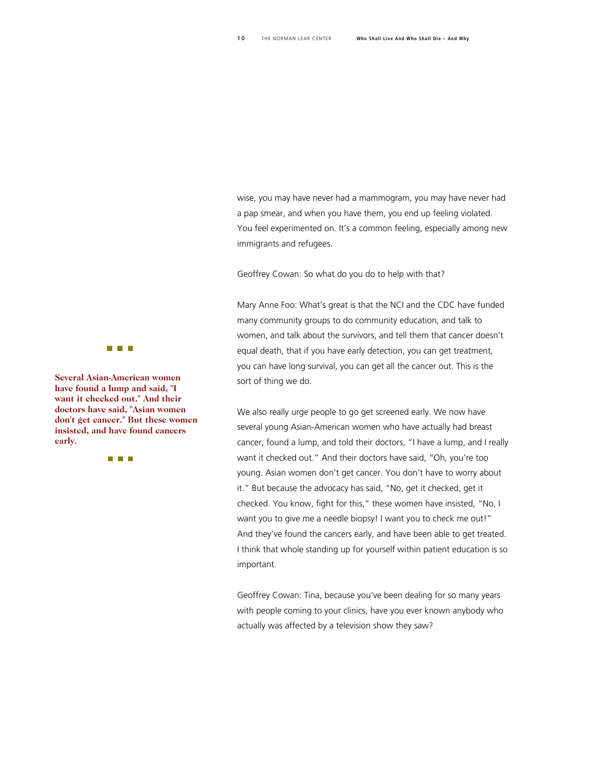wise, you may have never had a mammogram, you may have never had a pap smear, and when you have them, you end up feeling violated. You feel experimented on. It's a common feeling, especially among new immigrants and refugees.

Geoffrey Cowan: So what do you do to help with that?

Mary Anne Foo: What's great is that the NCI and the CDC have funded many community groups to do community education, and talk to women, and talk about the survivors, and tell them that cancer doesn't equal death, that if you have early detection, you can get treatment, you can have long survival, you can get all the cancer out. This is the sort of thing we do.

**Several Asian-American women have found a lump and said, "I want it checked out." And their doctors have said, "Asian women don't get cancer." But these women insisted, and have found cancers early.**

We also really urge people to go get screened early. We now have several young Asian-American women who have actually had breast cancer, found a lump, and told their doctors, "I have a lump, and I really want it checked out." And their doctors have said, "Oh, you're too young. Asian women don't get cancer. You don't have to worry about it." But because the advocacy has said, "No, get it checked, get it checked. You know, fight for this," these women have insisted, "No, I want you to give me a needle biopsy! I want you to check me out!" And they've found the cancers early, and have been able to get treated. I think that whole standing up for yourself within patient education is so important.

Geoffrey Cowan: Tina, because you've been dealing for so many years with people coming to your clinics, have you ever known anybody who actually was affected by a television show they saw?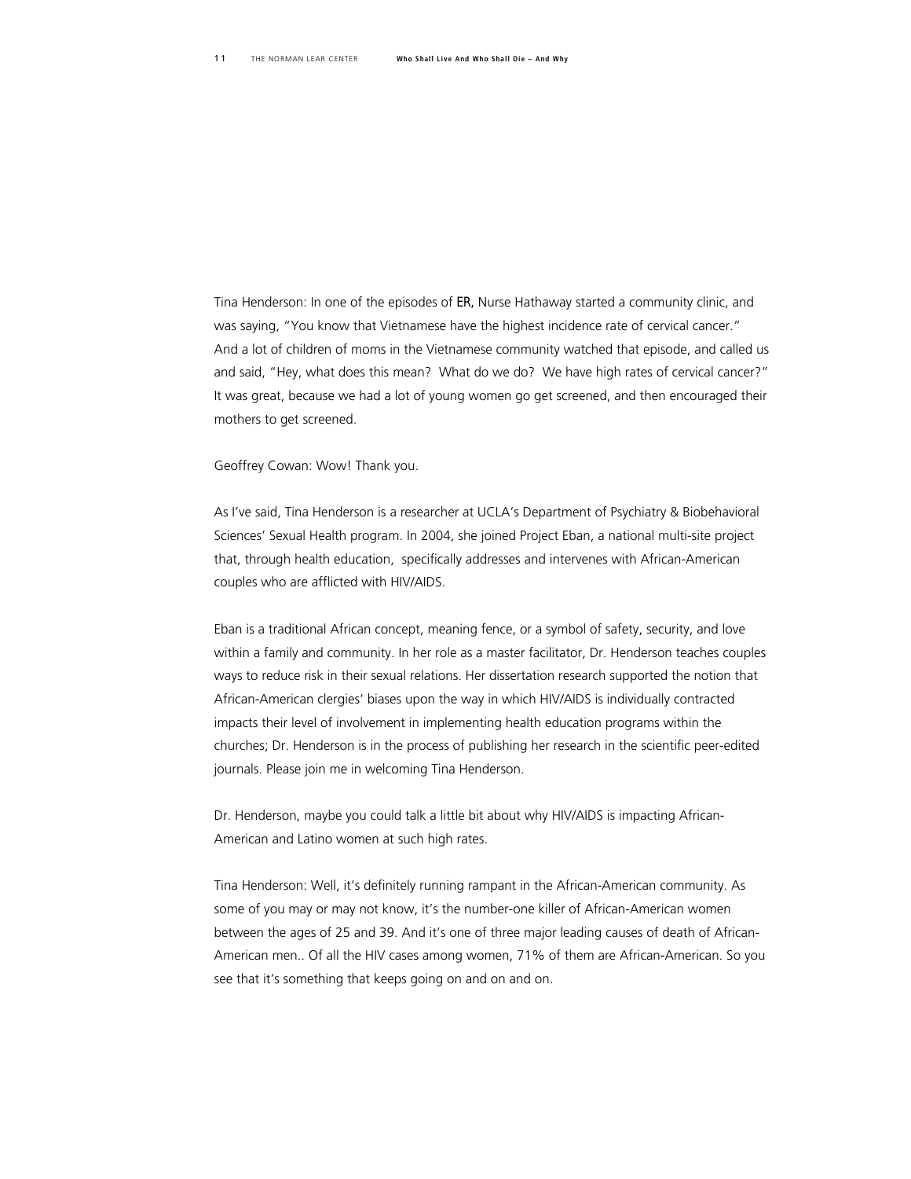Tina Henderson: In one of the episodes of ER, Nurse Hathaway started a community clinic, and was saying, "You know that Vietnamese have the highest incidence rate of cervical cancer." And a lot of children of moms in the Vietnamese community watched that episode, and called us and said, "Hey, what does this mean? What do we do? We have high rates of cervical cancer?" It was great, because we had a lot of young women go get screened, and then encouraged their mothers to get screened.

Geoffrey Cowan: Wow! Thank you.

As I've said, Tina Henderson is a researcher at UCLA's Department of Psychiatry & Biobehavioral Sciences' Sexual Health program. In 2004, she joined Project Eban, a national multi-site project that, through health education, specifically addresses and intervenes with African-American couples who are afflicted with HIV/AIDS.

Eban is a traditional African concept, meaning fence, or a symbol of safety, security, and love within a family and community. In her role as a master facilitator, Dr. Henderson teaches couples ways to reduce risk in their sexual relations. Her dissertation research supported the notion that African-American clergies' biases upon the way in which HIV/AIDS is individually contracted impacts their level of involvement in implementing health education programs within the churches; Dr. Henderson is in the process of publishing her research in the scientific peer-edited journals. Please join me in welcoming Tina Henderson.

Dr. Henderson, maybe you could talk a little bit about why HIV/AIDS is impacting African-American and Latino women at such high rates.

Tina Henderson: Well, it's definitely running rampant in the African-American community. As some of you may or may not know, it's the number-one killer of African-American women between the ages of 25 and 39. And it's one of three major leading causes of death of African-American men.. Of all the HIV cases among women, 71% of them are African-American. So you see that it's something that keeps going on and on and on.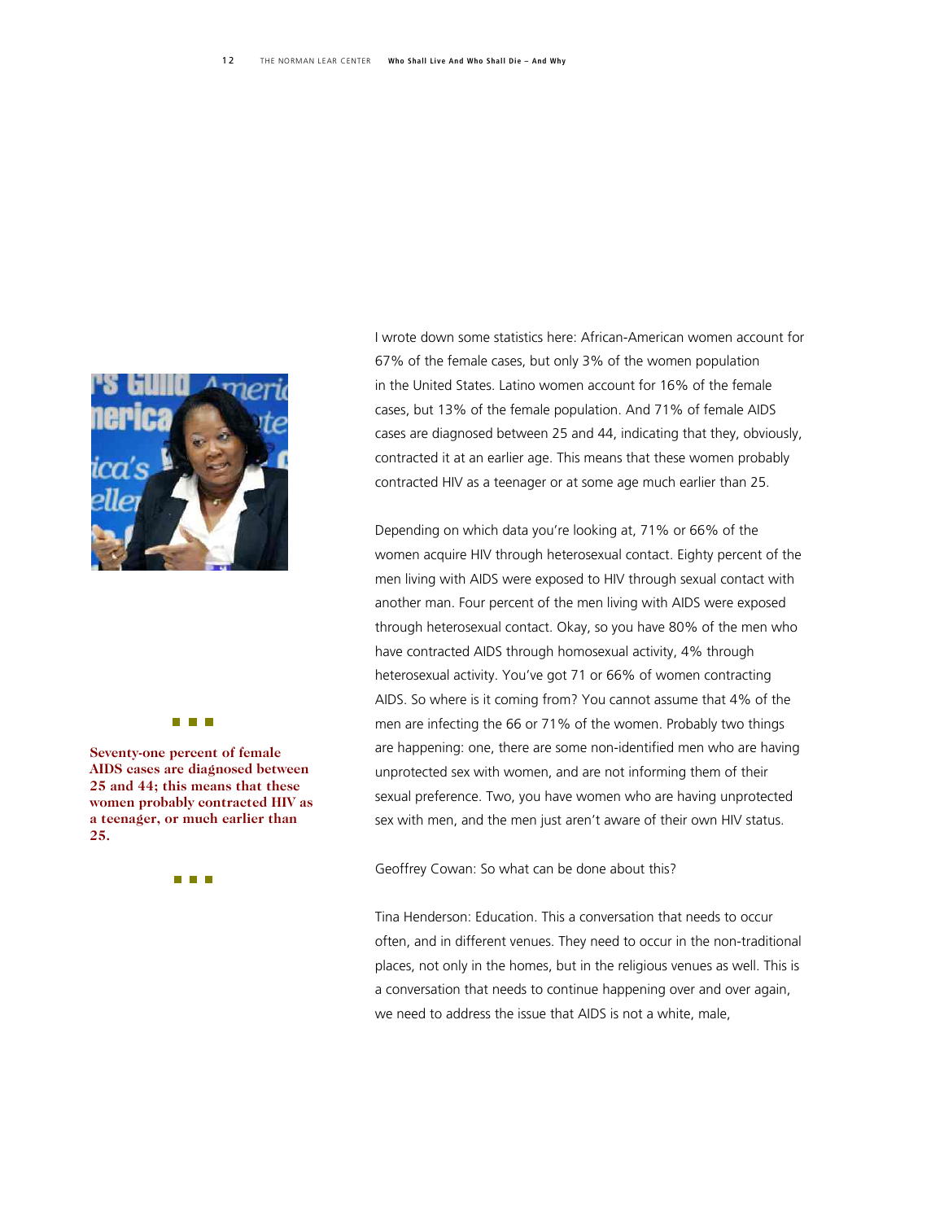I wrote down some statistics here: African-American women account for 67% of the female cases, but only 3% of the women population in the United States. Latino women account for 16% of the female cases, but 13% of the female population. And 71% of female AIDS cases are diagnosed between 25 and 44, indicating that they, obviously, contracted it at an earlier age. This means that these women probably contracted HIV as a teenager or at some age much earlier than 25.

Depending on which data you're looking at, 71% or 66% of the women acquire HIV through heterosexual contact. Eighty percent of the men living with AIDS were exposed to HIV through sexual contact with another man. Four percent of the men living with AIDS were exposed through heterosexual contact. Okay, so you have 80% of the men who have contracted AIDS through homosexual activity, 4% through heterosexual activity. You've got 71 or 66% of women contracting AIDS. So where is it coming from? You cannot assume that 4% of the men are infecting the 66 or 71% of the women. Probably two things are happening: one, there are some non-identified men who are having unprotected sex with women, and are not informing them of their sexual preference. Two, you have women who are having unprotected sex with men, and the men just aren't aware of their own HIV status.

**Seventy-one percent of female AIDS cases are diagnosed between 25 and 44; this means that these women probably contracted HIV as a teenager, or much earlier than 25.**

Geoffrey Cowan: So what can be done about this?

Tina Henderson: Education. This a conversation that needs to occur often, and in different venues. They need to occur in the non-traditional places, not only in the homes, but in the religious venues as well. This is a conversation that needs to continue happening over and over again, we need to address the issue that AIDS is not a white, male,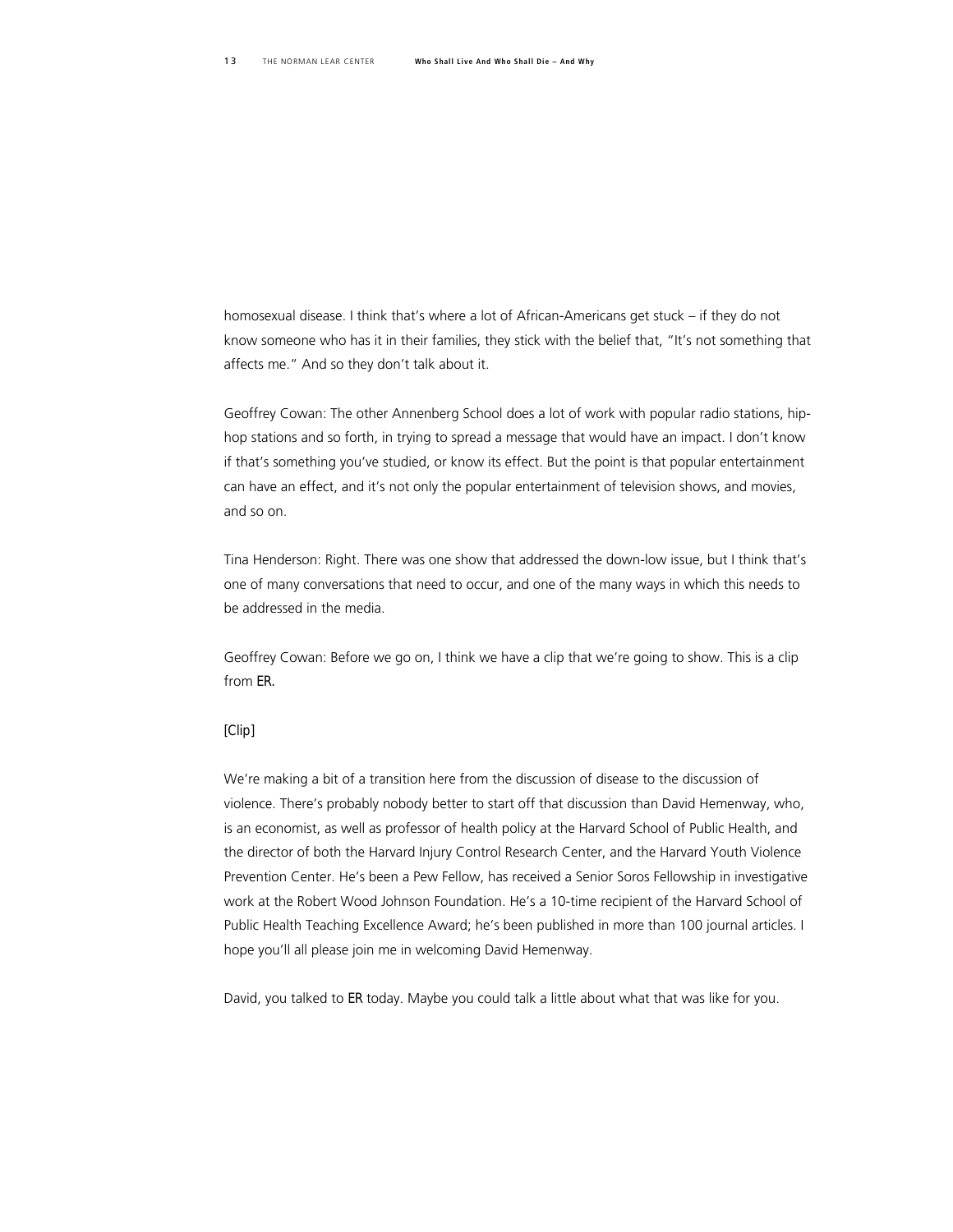homosexual disease. I think that's where a lot of African-Americans get stuck – if they do not know someone who has it in their families, they stick with the belief that, "It's not something that affects me." And so they don't talk about it.

Geoffrey Cowan: The other Annenberg School does a lot of work with popular radio stations, hip-hop stations and so forth, in trying to spread a message that would have an impact. I don't know if that's something you've studied, or know its effect. But the point is that popular entertainment can have an effect, and it's not only the popular entertainment of television shows, and movies, and so on.

Tina Henderson: Right. There was one show that addressed the down-low issue, but I think that's one of many conversations that need to occur, and one of the many ways in which this needs to be addressed in the media.

Geoffrey Cowan: Before we go on, I think we have a clip that we're going to show. This is a clip from ER.

[Clip]

We're making a bit of a transition here from the discussion of disease to the discussion of violence. There's probably nobody better to start off that discussion than David Hemenway, who, is an economist, as well as professor of health policy at the Harvard School of Public Health, and the director of both the Harvard Injury Control Research Center, and the Harvard Youth Violence Prevention Center. He's been a Pew Fellow, has received a Senior Soros Fellowship in investigative work at the Robert Wood Johnson Foundation. He's a 10-time recipient of the Harvard School of Public Health Teaching Excellence Award; he's been published in more than 100 journal articles. I hope you'll all please join me in welcoming David Hemenway.

David, you talked to ER today. Maybe you could talk a little about what that was like for you.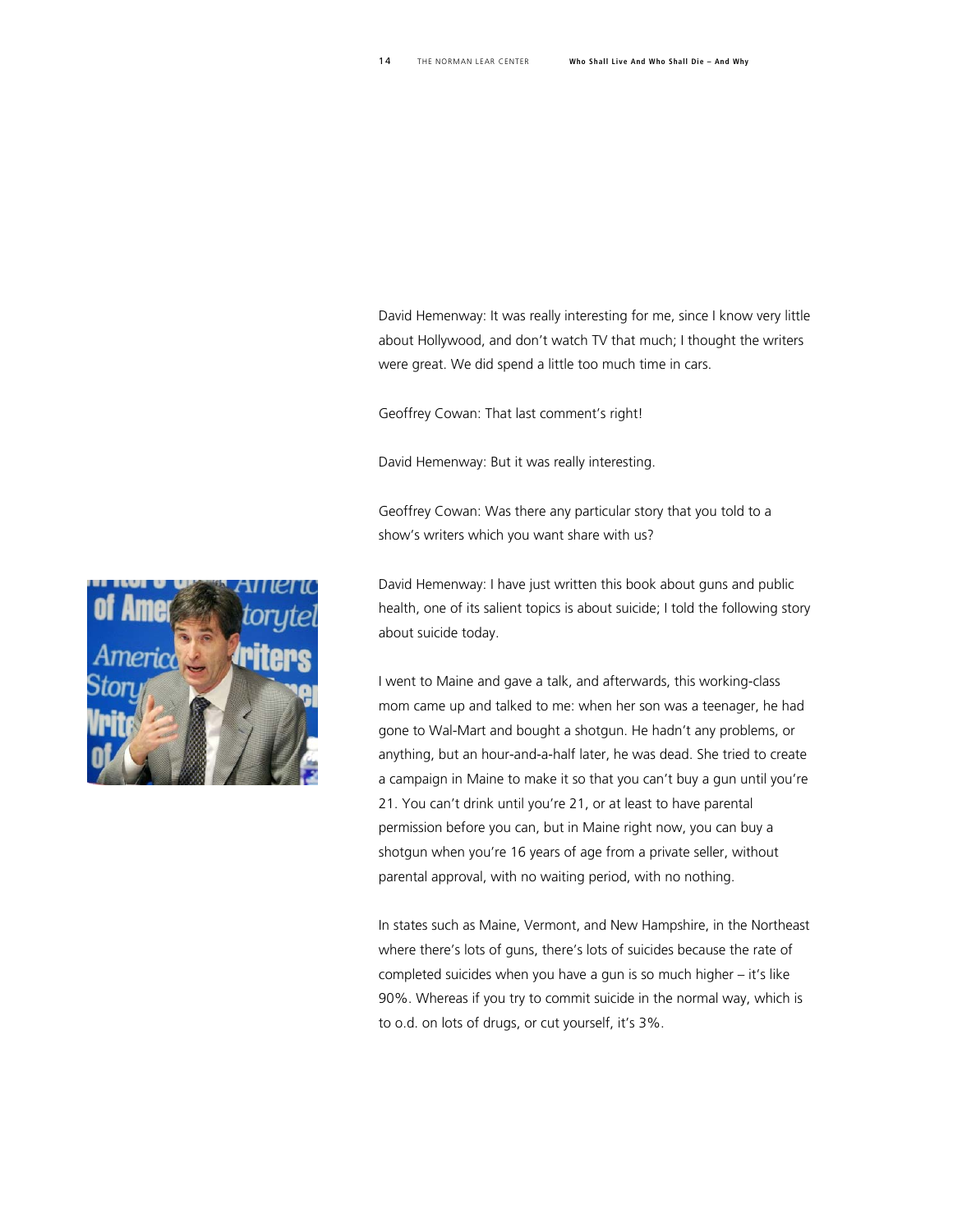David Hemenway: It was really interesting for me, since I know very little about Hollywood, and don't watch TV that much; I thought the writers were great. We did spend a little too much time in cars.

Geoffrey Cowan: That last comment's right!

David Hemenway: But it was really interesting.

Geoffrey Cowan: Was there any particular story that you told to a show's writers which you want share with us?

David Hemenway: I have just written this book about guns and public health, one of its salient topics is about suicide; I told the following story about suicide today.

I went to Maine and gave a talk, and afterwards, this working-class mom came up and talked to me: when her son was a teenager, he had gone to Wal-Mart and bought a shotgun. He hadn't any problems, or anything, but an hour-and-a-half later, he was dead. She tried to create a campaign in Maine to make it so that you can't buy a gun until you're 21. You can't drink until you're 21, or at least to have parental permission before you can, but in Maine right now, you can buy a shotgun when you're 16 years of age from a private seller, without parental approval, with no waiting period, with no nothing.

In states such as Maine, Vermont, and New Hampshire, in the Northeast where there's lots of guns, there's lots of suicides because the rate of completed suicides when you have a gun is so much higher – it's like 90%. Whereas if you try to commit suicide in the normal way, which is to o.d. on lots of drugs, or cut yourself, it's 3%.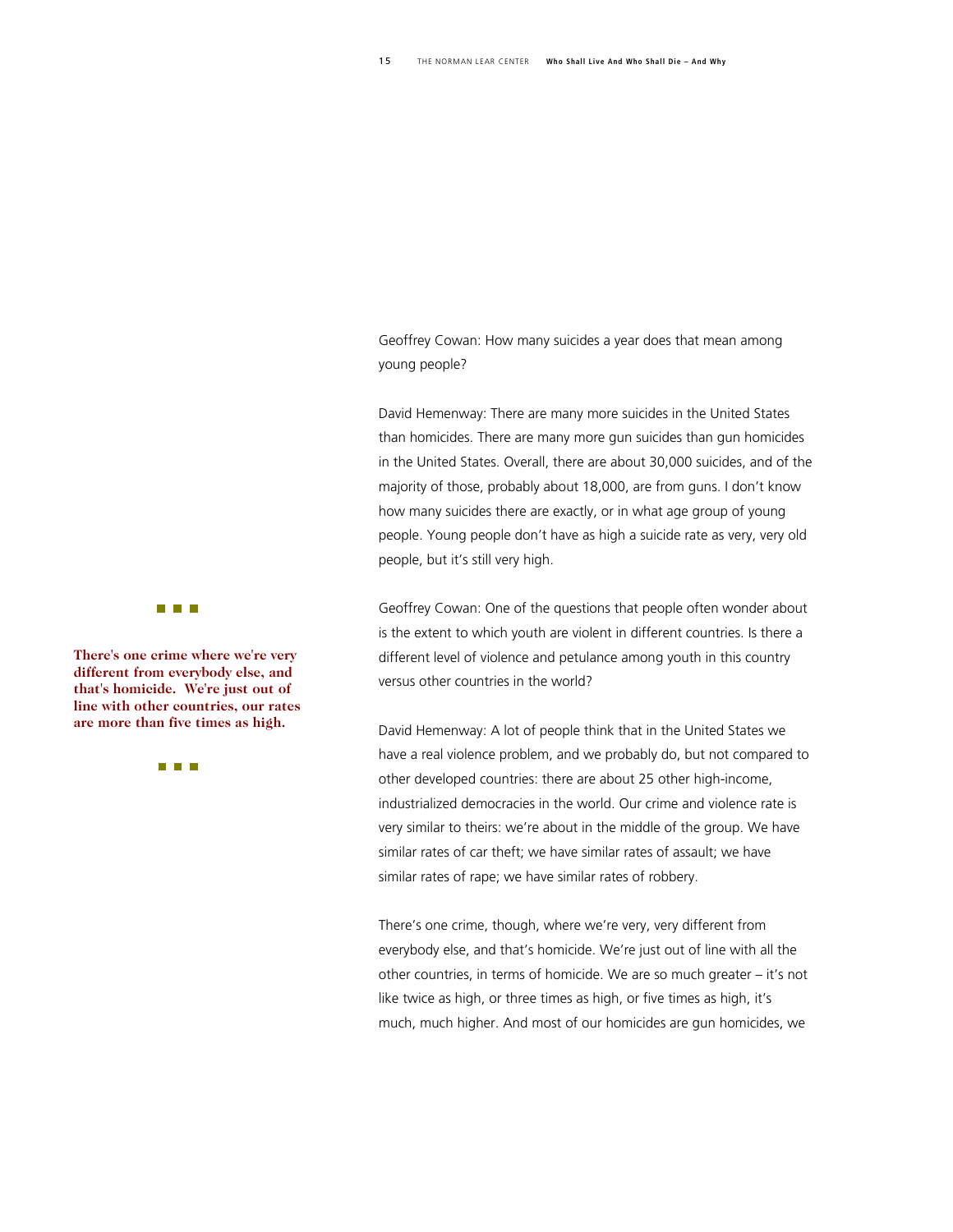Geoffrey Cowan: How many suicides a year does that mean among young people?

David Hemenway: There are many more suicides in the United States than homicides. There are many more gun suicides than gun homicides in the United States. Overall, there are about 30,000 suicides, and of the majority of those, probably about 18,000, are from guns. I don't know how many suicides there are exactly, or in what age group of young people. Young people don't have as high a suicide rate as very, very old people, but it's still very high.

**There's one crime where we're very different from everybody else, and that's homicide. We're just out of line with other countries, our rates are more than five times as high.**

Geoffrey Cowan: One of the questions that people often wonder about is the extent to which youth are violent in different countries. Is there a different level of violence and petulance among youth in this country versus other countries in the world?

David Hemenway: A lot of people think that in the United States we have a real violence problem, and we probably do, but not compared to other developed countries: there are about 25 other high-income, industrialized democracies in the world. Our crime and violence rate is very similar to theirs: we're about in the middle of the group. We have similar rates of car theft; we have similar rates of assault; we have similar rates of rape; we have similar rates of robbery.

There's one crime, though, where we're very, very different from everybody else, and that's homicide. We're just out of line with all the other countries, in terms of homicide. We are so much greater – it's not like twice as high, or three times as high, or five times as high, it's much, much higher. And most of our homicides are gun homicides, we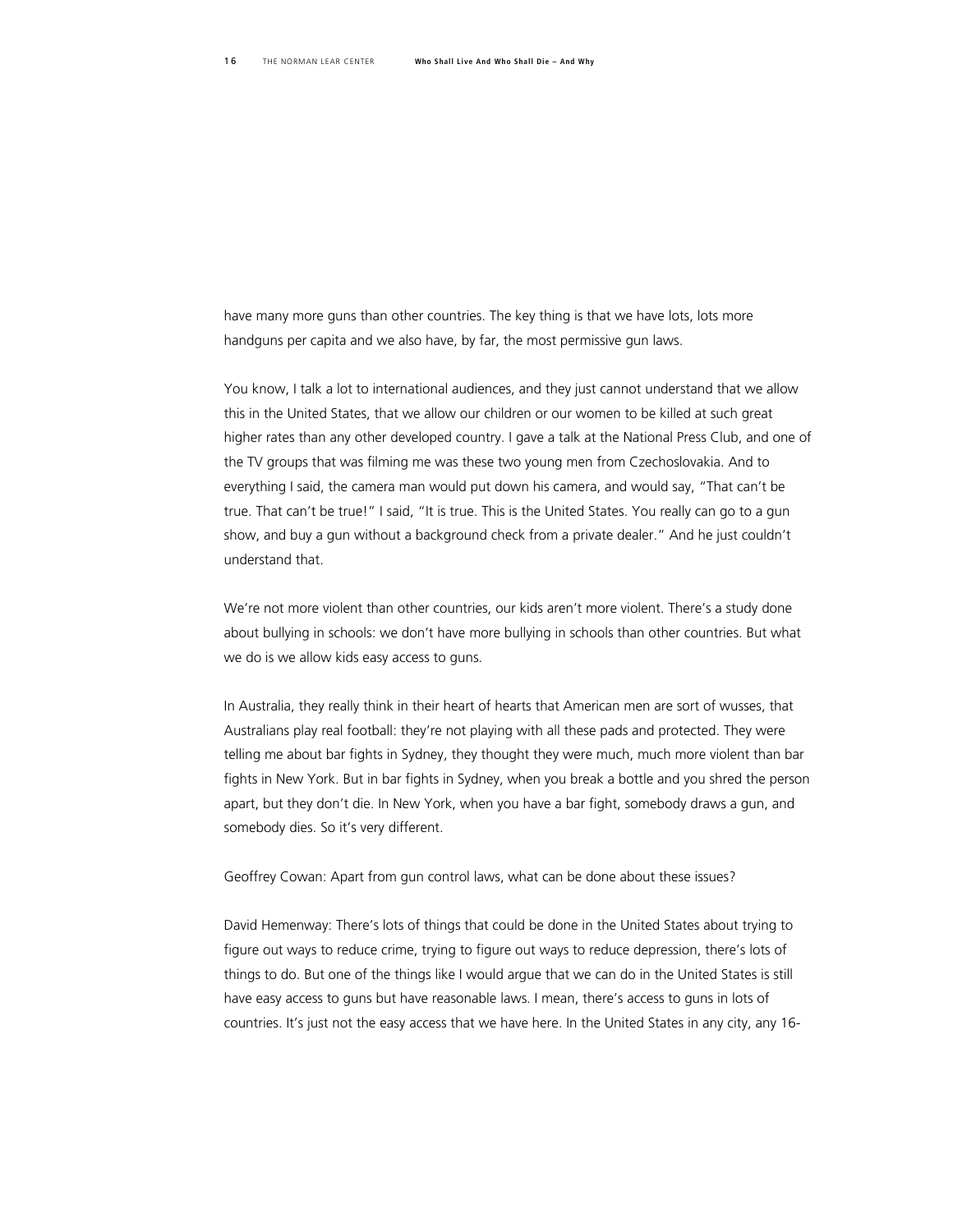have many more guns than other countries. The key thing is that we have lots, lots more handguns per capita and we also have, by far, the most permissive gun laws.

You know, I talk a lot to international audiences, and they just cannot understand that we allow this in the United States, that we allow our children or our women to be killed at such great higher rates than any other developed country. I gave a talk at the National Press Club, and one of the TV groups that was filming me was these two young men from Czechoslovakia. And to everything I said, the camera man would put down his camera, and would say, "That can't be true. That can't be true!" I said, "It is true. This is the United States. You really can go to a gun show, and buy a gun without a background check from a private dealer." And he just couldn't understand that.

We're not more violent than other countries, our kids aren't more violent. There's a study done about bullying in schools: we don't have more bullying in schools than other countries. But what we do is we allow kids easy access to guns.

In Australia, they really think in their heart of hearts that American men are sort of wusses, that Australians play real football: they're not playing with all these pads and protected. They were telling me about bar fights in Sydney, they thought they were much, much more violent than bar fights in New York. But in bar fights in Sydney, when you break a bottle and you shred the person apart, but they don't die. In New York, when you have a bar fight, somebody draws a gun, and somebody dies. So it's very different.

Geoffrey Cowan: Apart from gun control laws, what can be done about these issues?

David Hemenway: There's lots of things that could be done in the United States about trying to figure out ways to reduce crime, trying to figure out ways to reduce depression, there's lots of things to do. But one of the things like I would argue that we can do in the United States is still have easy access to guns but have reasonable laws. I mean, there's access to guns in lots of countries. It's just not the easy access that we have here. In the United States in any city, any 16-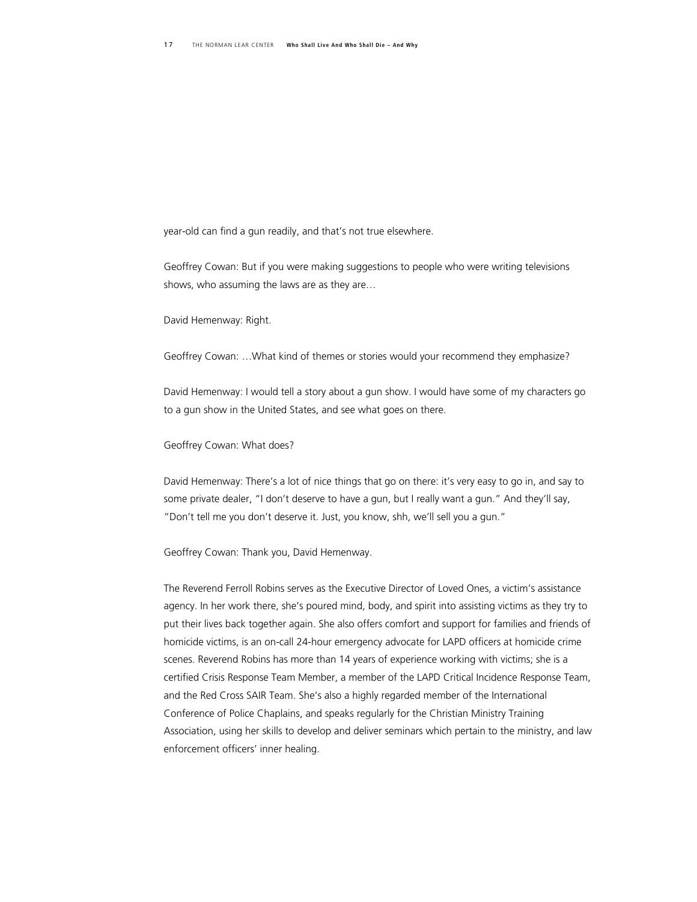year-old can find a gun readily, and that's not true elsewhere.

Geoffrey Cowan: But if you were making suggestions to people who were writing televisions shows, who assuming the laws are as they are…

David Hemenway: Right.

Geoffrey Cowan: …What kind of themes or stories would your recommend they emphasize?

David Hemenway: I would tell a story about a gun show. I would have some of my characters go to a gun show in the United States, and see what goes on there.

Geoffrey Cowan: What does?

David Hemenway: There's a lot of nice things that go on there: it's very easy to go in, and say to some private dealer, "I don't deserve to have a gun, but I really want a gun." And they'll say, "Don't tell me you don't deserve it. Just, you know, shh, we'll sell you a gun."

Geoffrey Cowan: Thank you, David Hemenway.

The Reverend Ferroll Robins serves as the Executive Director of Loved Ones, a victim's assistance agency. In her work there, she's poured mind, body, and spirit into assisting victims as they try to put their lives back together again. She also offers comfort and support for families and friends of homicide victims, is an on-call 24-hour emergency advocate for LAPD officers at homicide crime scenes. Reverend Robins has more than 14 years of experience working with victims; she is a certified Crisis Response Team Member, a member of the LAPD Critical Incidence Response Team, and the Red Cross SAIR Team. She's also a highly regarded member of the International Conference of Police Chaplains, and speaks regularly for the Christian Ministry Training Association, using her skills to develop and deliver seminars which pertain to the ministry, and law enforcement officers' inner healing.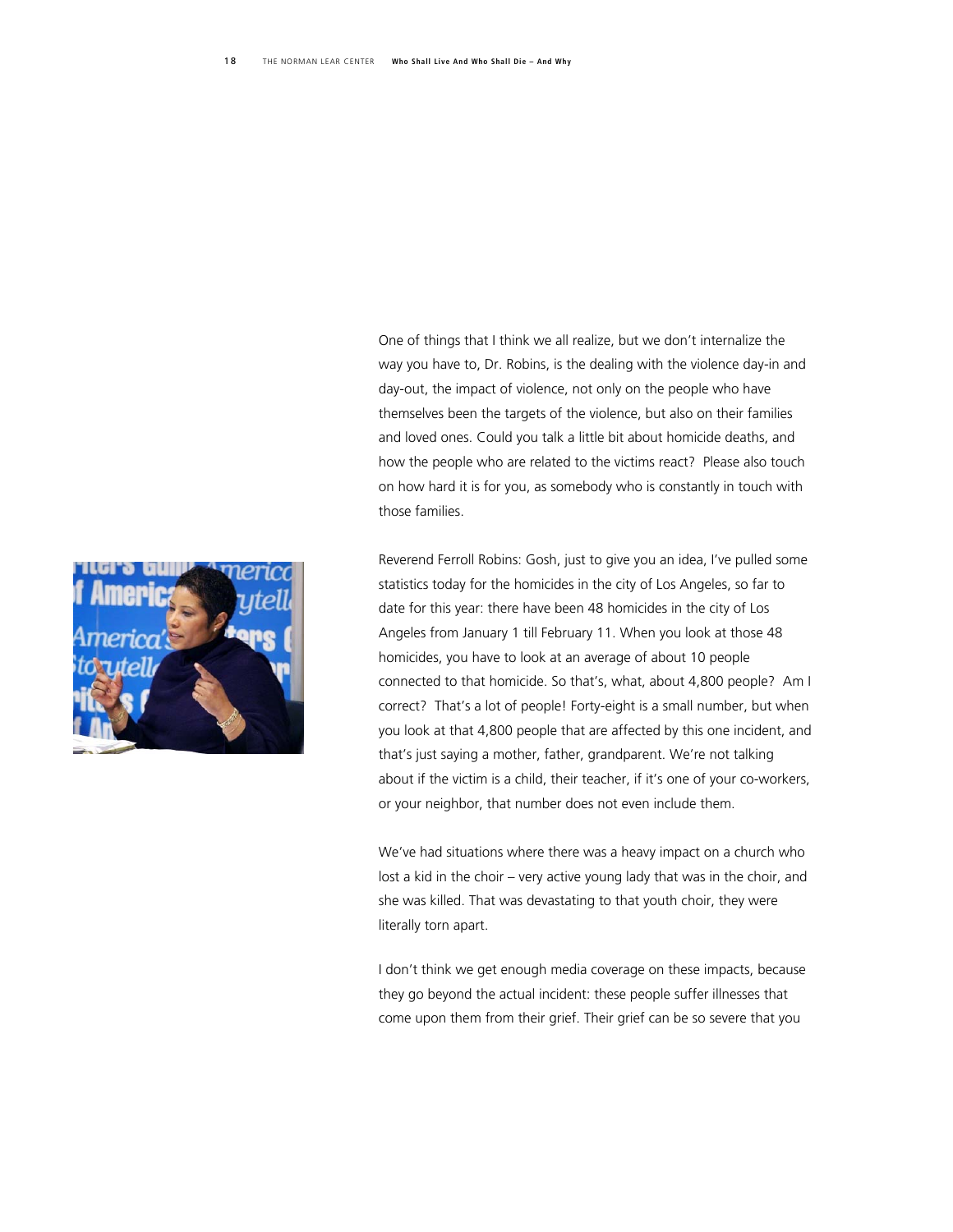One of things that I think we all realize, but we don't internalize the way you have to, Dr. Robins, is the dealing with the violence day-in and day-out, the impact of violence, not only on the people who have themselves been the targets of the violence, but also on their families and loved ones. Could you talk a little bit about homicide deaths, and how the people who are related to the victims react? Please also touch on how hard it is for you, as somebody who is constantly in touch with those families.

Reverend Ferroll Robins: Gosh, just to give you an idea, I've pulled some statistics today for the homicides in the city of Los Angeles, so far to date for this year: there have been 48 homicides in the city of Los Angeles from January 1 till February 11. When you look at those 48 homicides, you have to look at an average of about 10 people connected to that homicide. So that's, what, about 4,800 people? Am I correct? That's a lot of people! Forty-eight is a small number, but when you look at that 4,800 people that are affected by this one incident, and that's just saying a mother, father, grandparent. We're not talking about if the victim is a child, their teacher, if it's one of your co-workers, or your neighbor, that number does not even include them.

We've had situations where there was a heavy impact on a church who lost a kid in the choir – very active young lady that was in the choir, and she was killed. That was devastating to that youth choir, they were literally torn apart.

I don't think we get enough media coverage on these impacts, because they go beyond the actual incident: these people suffer illnesses that come upon them from their grief. Their grief can be so severe that you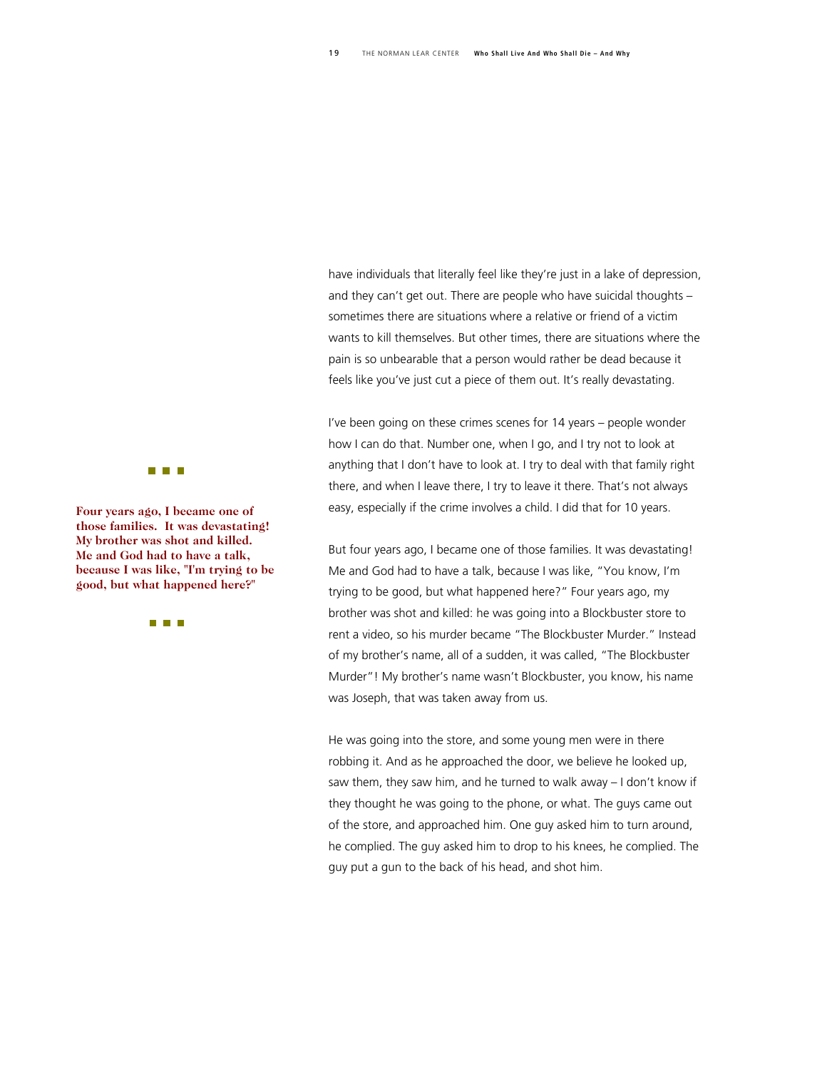have individuals that literally feel like they're just in a lake of depression, and they can't get out. There are people who have suicidal thoughts – sometimes there are situations where a relative or friend of a victim wants to kill themselves. But other times, there are situations where the pain is so unbearable that a person would rather be dead because it feels like you've just cut a piece of them out. It's really devastating.

I've been going on these crimes scenes for 14 years – people wonder how I can do that. Number one, when I go, and I try not to look at anything that I don't have to look at. I try to deal with that family right there, and when I leave there, I try to leave it there. That's not always easy, especially if the crime involves a child. I did that for 10 years.

**Four years ago, I became one of those families. It was devastating! My brother was shot and killed. Me and God had to have a talk, because I was like, "I'm trying to be good, but what happened here?"**

But four years ago, I became one of those families. It was devastating! Me and God had to have a talk, because I was like, "You know, I'm trying to be good, but what happened here?" Four years ago, my brother was shot and killed: he was going into a Blockbuster store to rent a video, so his murder became "The Blockbuster Murder." Instead of my brother's name, all of a sudden, it was called, "The Blockbuster Murder"! My brother's name wasn't Blockbuster, you know, his name was Joseph, that was taken away from us.

He was going into the store, and some young men were in there robbing it. And as he approached the door, we believe he looked up, saw them, they saw him, and he turned to walk away – I don't know if they thought he was going to the phone, or what. The guys came out of the store, and approached him. One guy asked him to turn around, he complied. The guy asked him to drop to his knees, he complied. The guy put a gun to the back of his head, and shot him.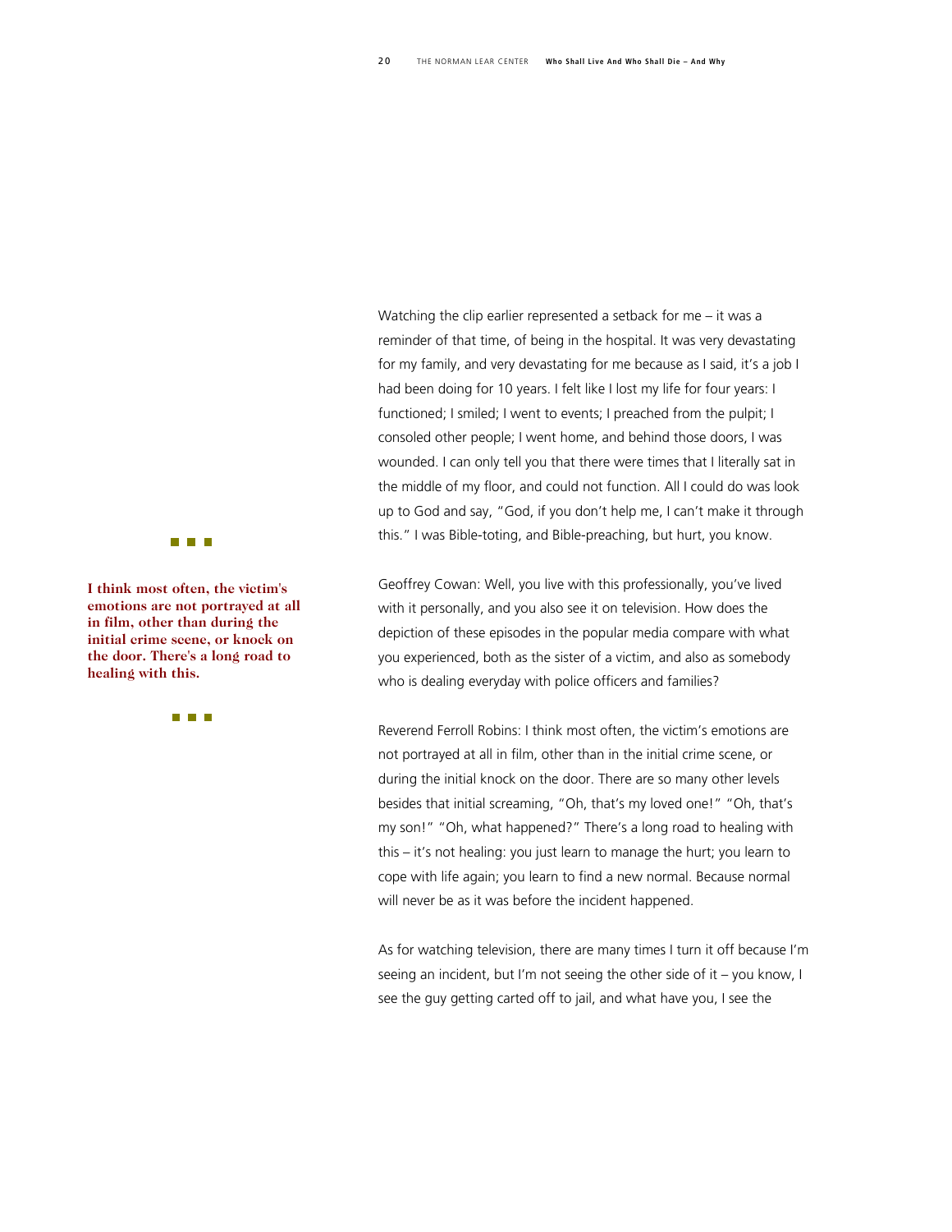Watching the clip earlier represented a setback for me – it was a reminder of that time, of being in the hospital. It was very devastating for my family, and very devastating for me because as I said, it's a job I had been doing for 10 years. I felt like I lost my life for four years: I functioned; I smiled; I went to events; I preached from the pulpit; I consoled other people; I went home, and behind those doors, I was wounded. I can only tell you that there were times that I literally sat in the middle of my floor, and could not function. All I could do was look up to God and say, "God, if you don't help me, I can't make it through this." I was Bible-toting, and Bible-preaching, but hurt, you know.

**I think most often, the victim's emotions are not portrayed at all in film, other than during the initial crime scene, or knock on the door. There's a long road to healing with this.**

Geoffrey Cowan: Well, you live with this professionally, you've lived with it personally, and you also see it on television. How does the depiction of these episodes in the popular media compare with what you experienced, both as the sister of a victim, and also as somebody who is dealing everyday with police officers and families?

Reverend Ferroll Robins: I think most often, the victim's emotions are not portrayed at all in film, other than in the initial crime scene, or during the initial knock on the door. There are so many other levels besides that initial screaming, "Oh, that's my loved one!" "Oh, that's my son!" "Oh, what happened?" There's a long road to healing with this – it's not healing: you just learn to manage the hurt; you learn to cope with life again; you learn to find a new normal. Because normal will never be as it was before the incident happened.

As for watching television, there are many times I turn it off because I'm seeing an incident, but I'm not seeing the other side of it – you know, I see the guy getting carted off to jail, and what have you, I see the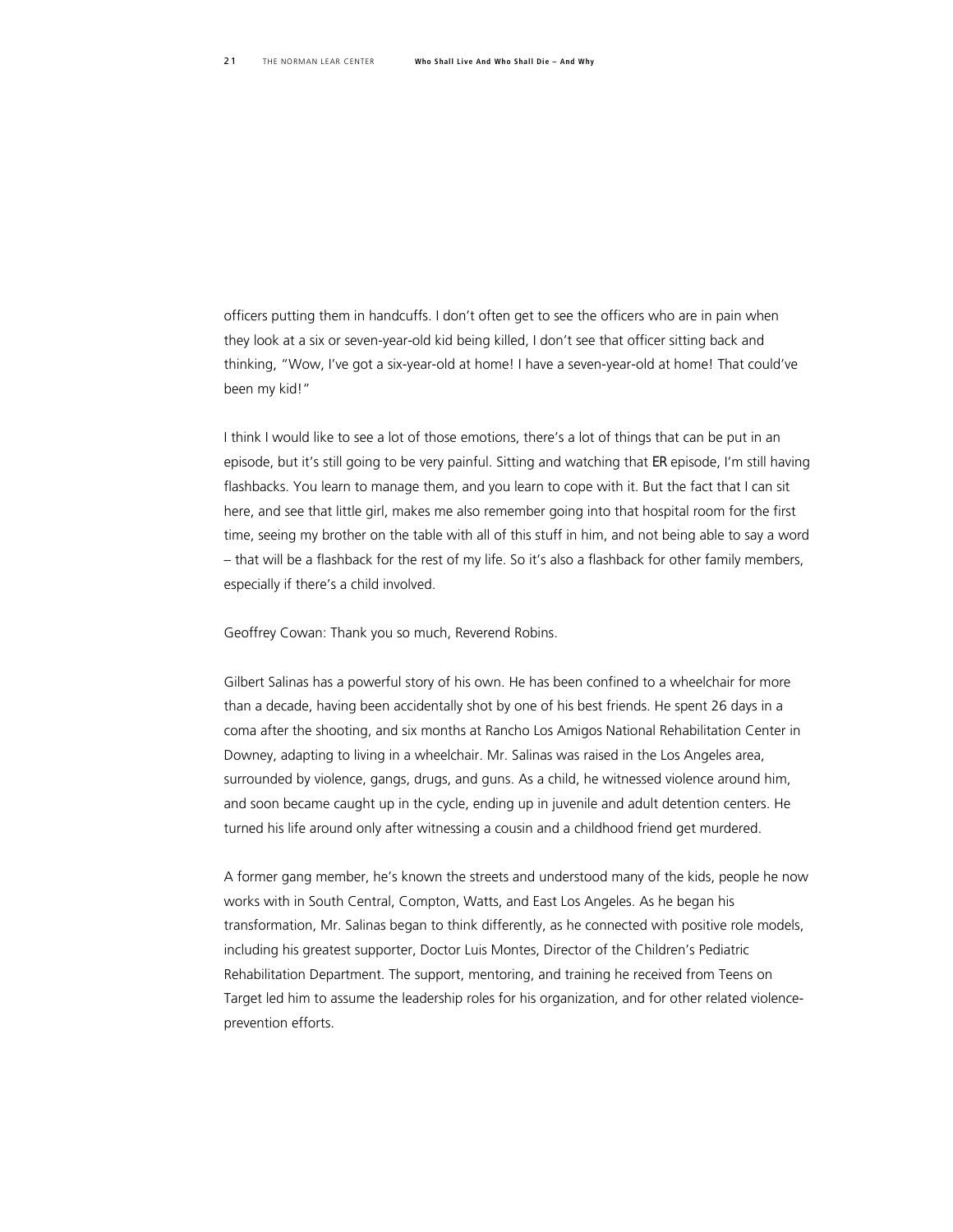officers putting them in handcuffs. I don't often get to see the officers who are in pain when they look at a six or seven-year-old kid being killed, I don't see that officer sitting back and thinking, "Wow, I've got a six-year-old at home! I have a seven-year-old at home! That could've been my kid!"

I think I would like to see a lot of those emotions, there's a lot of things that can be put in an episode, but it's still going to be very painful. Sitting and watching that *ER* episode, I'm still having flashbacks. You learn to manage them, and you learn to cope with it. But the fact that I can sit here, and see that little girl, makes me also remember going into that hospital room for the first time, seeing my brother on the table with all of this stuff in him, and not being able to say a word – that will be a flashback for the rest of my life. So it's also a flashback for other family members, especially if there's a child involved.

Geoffrey Cowan: Thank you so much, Reverend Robins.

Gilbert Salinas has a powerful story of his own. He has been confined to a wheelchair for more than a decade, having been accidentally shot by one of his best friends. He spent 26 days in a coma after the shooting, and six months at Rancho Los Amigos National Rehabilitation Center in Downey, adapting to living in a wheelchair. Mr. Salinas was raised in the Los Angeles area, surrounded by violence, gangs, drugs, and guns. As a child, he witnessed violence around him, and soon became caught up in the cycle, ending up in juvenile and adult detention centers. He turned his life around only after witnessing a cousin and a childhood friend get murdered.

A former gang member, he's known the streets and understood many of the kids, people he now works with in South Central, Compton, Watts, and East Los Angeles. As he began his transformation, Mr. Salinas began to think differently, as he connected with positive role models, including his greatest supporter, Doctor Luis Montes, Director of the Children's Pediatric Rehabilitation Department. The support, mentoring, and training he received from Teens on Target led him to assume the leadership roles for his organization, and for other related violence-prevention efforts.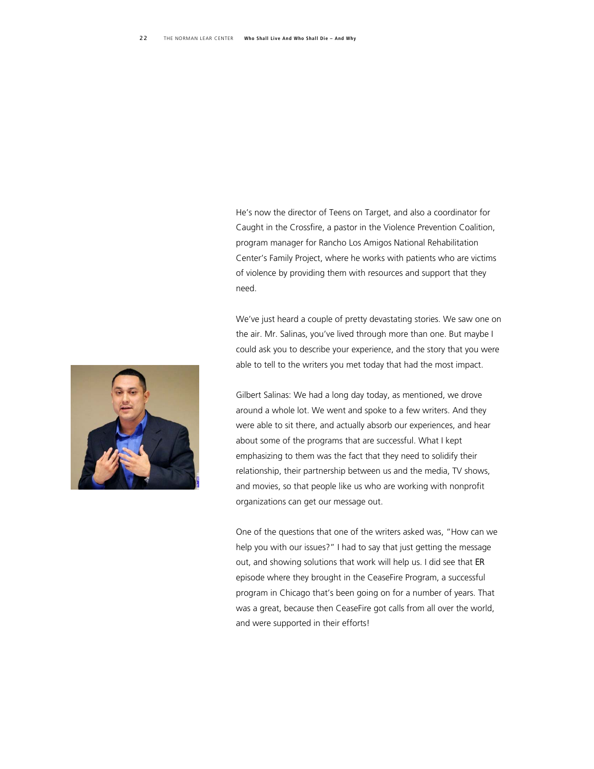He's now the director of Teens on Target, and also a coordinator for Caught in the Crossfire, a pastor in the Violence Prevention Coalition, program manager for Rancho Los Amigos National Rehabilitation Center's Family Project, where he works with patients who are victims of violence by providing them with resources and support that they need.

We've just heard a couple of pretty devastating stories. We saw one on the air. Mr. Salinas, you've lived through more than one. But maybe I could ask you to describe your experience, and the story that you were able to tell to the writers you met today that had the most impact.

Gilbert Salinas: We had a long day today, as mentioned, we drove around a whole lot. We went and spoke to a few writers. And they were able to sit there, and actually absorb our experiences, and hear about some of the programs that are successful. What I kept emphasizing to them was the fact that they need to solidify their relationship, their partnership between us and the media, TV shows, and movies, so that people like us who are working with nonprofit organizations can get our message out.

One of the questions that one of the writers asked was, "How can we help you with our issues?" I had to say that just getting the message out, and showing solutions that work will help us. I did see that ER episode where they brought in the CeaseFire Program, a successful program in Chicago that's been going on for a number of years. That was a great, because then CeaseFire got calls from all over the world, and were supported in their efforts!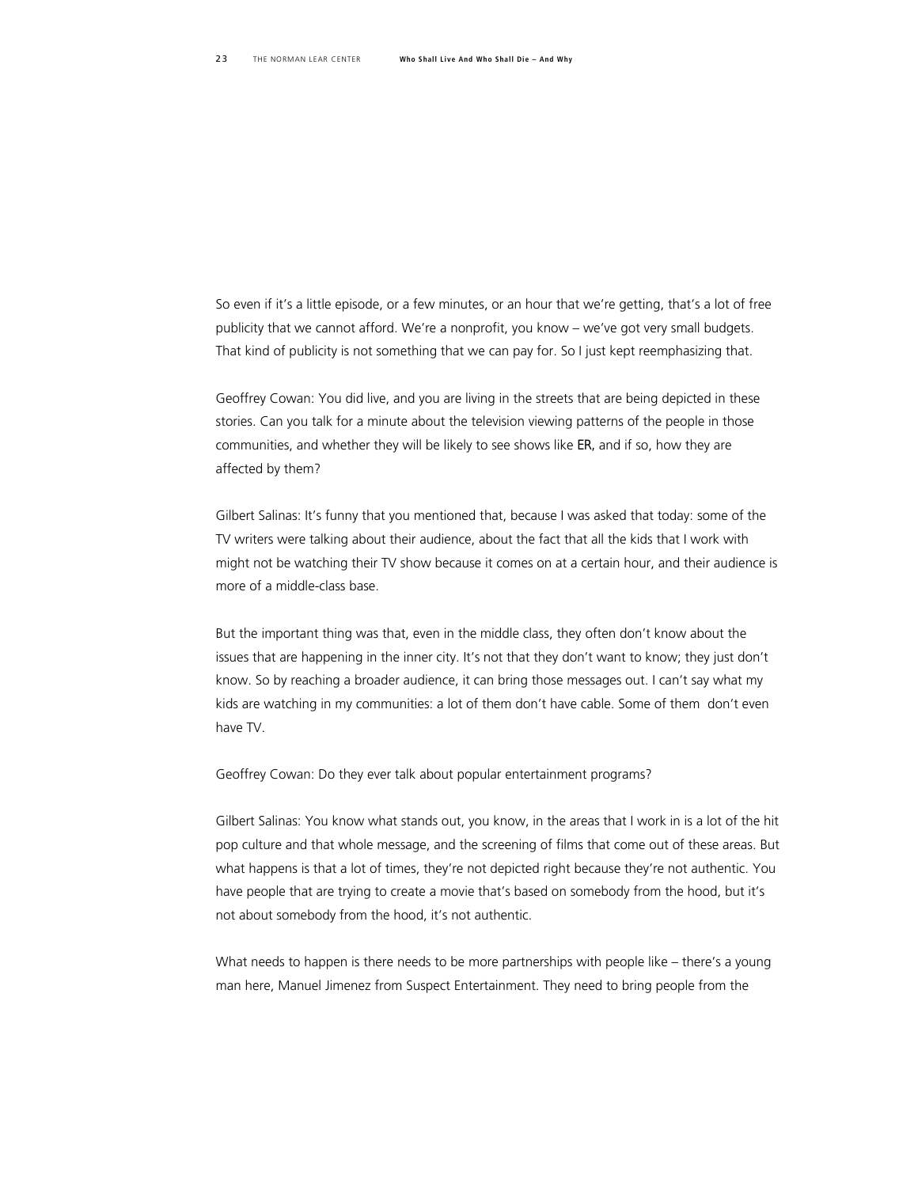So even if it's a little episode, or a few minutes, or an hour that we're getting, that's a lot of free publicity that we cannot afford. We're a nonprofit, you know – we've got very small budgets. That kind of publicity is not something that we can pay for. So I just kept reemphasizing that.

Geoffrey Cowan: You did live, and you are living in the streets that are being depicted in these stories. Can you talk for a minute about the television viewing patterns of the people in those communities, and whether they will be likely to see shows like ER, and if so, how they are affected by them?

Gilbert Salinas: It's funny that you mentioned that, because I was asked that today: some of the TV writers were talking about their audience, about the fact that all the kids that I work with might not be watching their TV show because it comes on at a certain hour, and their audience is more of a middle-class base.

But the important thing was that, even in the middle class, they often don't know about the issues that are happening in the inner city. It's not that they don't want to know; they just don't know. So by reaching a broader audience, it can bring those messages out. I can't say what my kids are watching in my communities: a lot of them don't have cable. Some of them don't even have TV.

Geoffrey Cowan: Do they ever talk about popular entertainment programs?

Gilbert Salinas: You know what stands out, you know, in the areas that I work in is a lot of the hit pop culture and that whole message, and the screening of films that come out of these areas. But what happens is that a lot of times, they're not depicted right because they're not authentic. You have people that are trying to create a movie that's based on somebody from the hood, but it's not about somebody from the hood, it's not authentic.

What needs to happen is there needs to be more partnerships with people like – there's a young man here, Manuel Jimenez from Suspect Entertainment. They need to bring people from the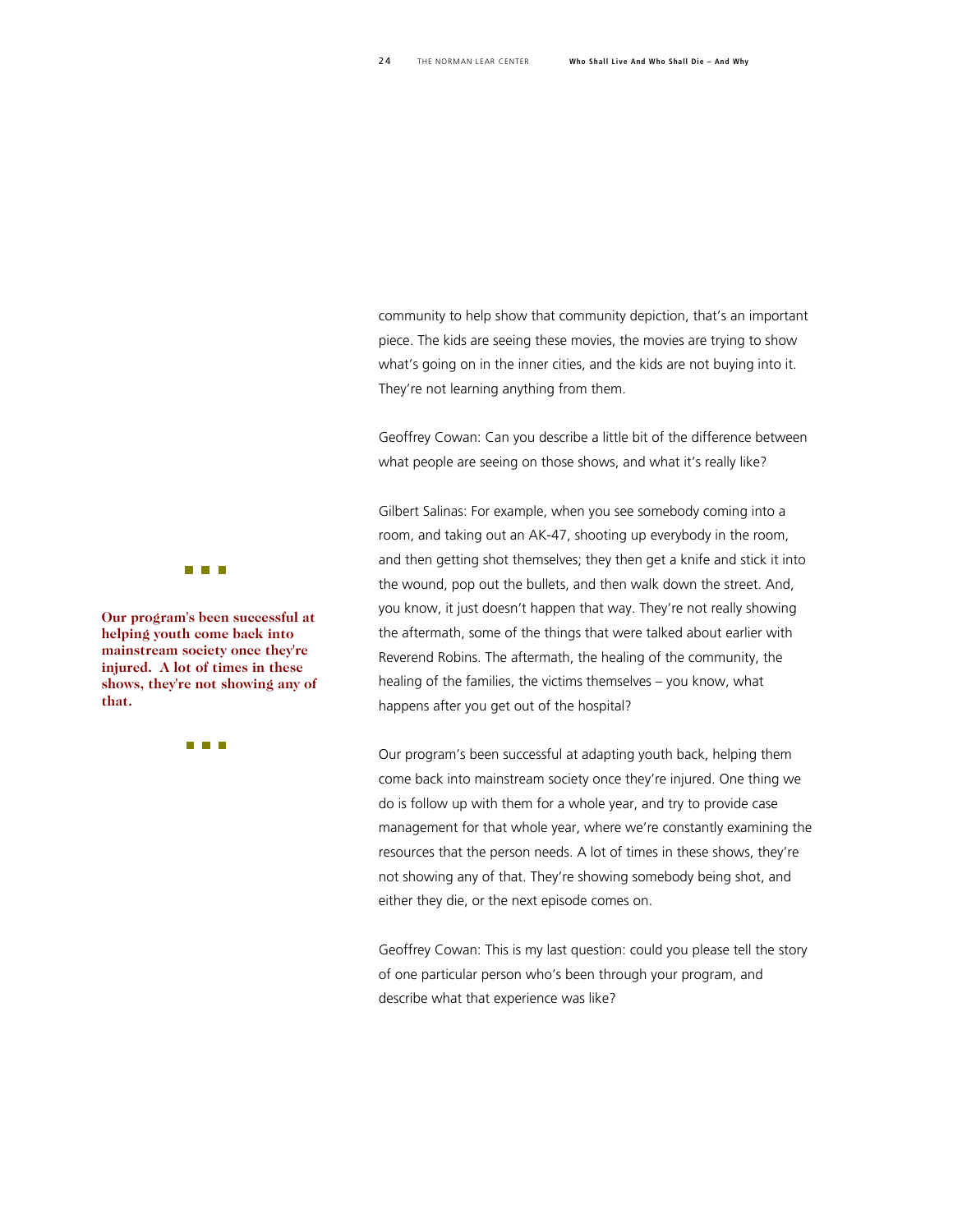community to help show that community depiction, that's an important piece. The kids are seeing these movies, the movies are trying to show what's going on in the inner cities, and the kids are not buying into it. They're not learning anything from them.

Geoffrey Cowan: Can you describe a little bit of the difference between what people are seeing on those shows, and what it's really like?

Gilbert Salinas: For example, when you see somebody coming into a room, and taking out an AK-47, shooting up everybody in the room, and then getting shot themselves; they then get a knife and stick it into the wound, pop out the bullets, and then walk down the street. And, you know, it just doesn't happen that way. They're not really showing the aftermath, some of the things that were talked about earlier with Reverend Robins. The aftermath, the healing of the community, the healing of the families, the victims themselves – you know, what happens after you get out of the hospital?

**Our program's been successful at helping youth come back into mainstream society once they're injured. A lot of times in these shows, they're not showing any of that.**

Our program's been successful at adapting youth back, helping them come back into mainstream society once they're injured. One thing we do is follow up with them for a whole year, and try to provide case management for that whole year, where we're constantly examining the resources that the person needs. A lot of times in these shows, they're not showing any of that. They're showing somebody being shot, and either they die, or the next episode comes on.

Geoffrey Cowan: This is my last question: could you please tell the story of one particular person who's been through your program, and describe what that experience was like?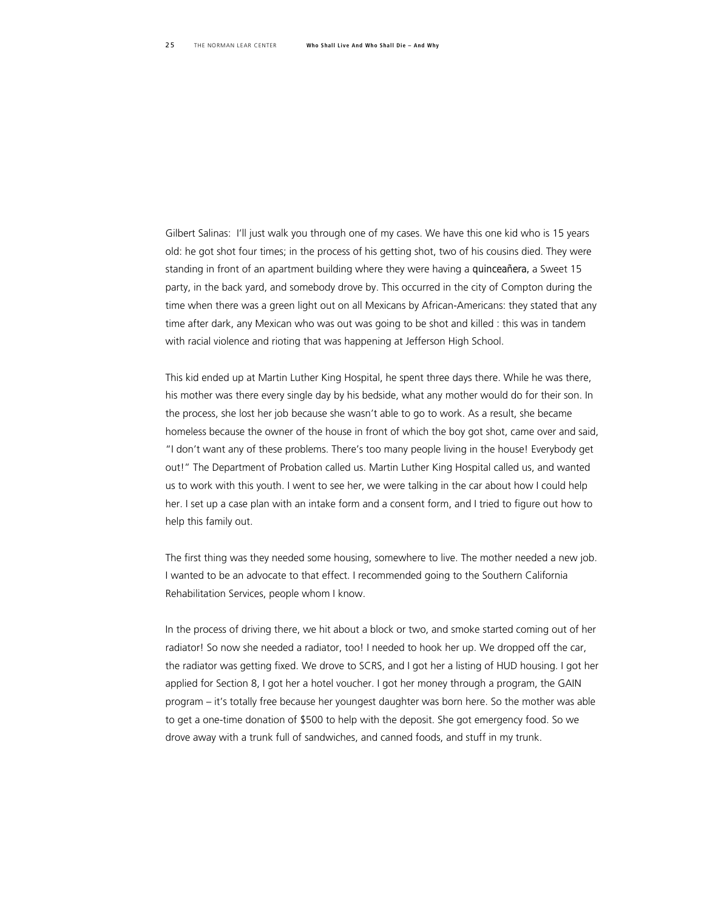Gilbert Salinas: I'll just walk you through one of my cases. We have this one kid who is 15 years old: he got shot four times; in the process of his getting shot, two of his cousins died. They were standing in front of an apartment building where they were having a quinceañera, a Sweet 15 party, in the back yard, and somebody drove by. This occurred in the city of Compton during the time when there was a green light out on all Mexicans by African-Americans: they stated that any time after dark, any Mexican who was out was going to be shot and killed : this was in tandem with racial violence and rioting that was happening at Jefferson High School.

This kid ended up at Martin Luther King Hospital, he spent three days there. While he was there, his mother was there every single day by his bedside, what any mother would do for their son. In the process, she lost her job because she wasn't able to go to work. As a result, she became homeless because the owner of the house in front of which the boy got shot, came over and said, "I don't want any of these problems. There's too many people living in the house! Everybody get out!" The Department of Probation called us. Martin Luther King Hospital called us, and wanted us to work with this youth. I went to see her, we were talking in the car about how I could help her. I set up a case plan with an intake form and a consent form, and I tried to figure out how to help this family out.

The first thing was they needed some housing, somewhere to live. The mother needed a new job. I wanted to be an advocate to that effect. I recommended going to the Southern California Rehabilitation Services, people whom I know.

In the process of driving there, we hit about a block or two, and smoke started coming out of her radiator! So now she needed a radiator, too! I needed to hook her up. We dropped off the car, the radiator was getting fixed. We drove to SCRS, and I got her a listing of HUD housing. I got her applied for Section 8, I got her a hotel voucher. I got her money through a program, the GAIN program – it's totally free because her youngest daughter was born here. So the mother was able to get a one-time donation of $500 to help with the deposit. She got emergency food. So we drove away with a trunk full of sandwiches, and canned foods, and stuff in my trunk.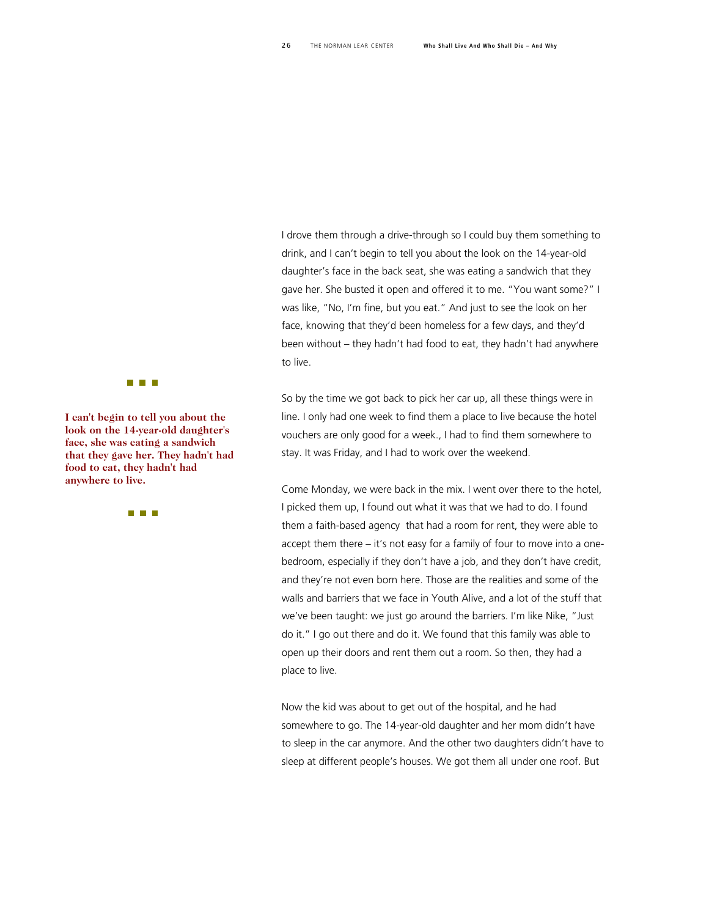I drove them through a drive-through so I could buy them something to drink, and I can't begin to tell you about the look on the 14-year-old daughter's face in the back seat, she was eating a sandwich that they gave her. She busted it open and offered it to me. "You want some?" I was like, "No, I'm fine, but you eat." And just to see the look on her face, knowing that they'd been homeless for a few days, and they'd been without – they hadn't had food to eat, they hadn't had anywhere to live.

> **I can't begin to tell you about the look on the 14-year-old daughter's face, she was eating a sandwich that they gave her. They hadn't had food to eat, they hadn't had anywhere to live.**

So by the time we got back to pick her car up, all these things were in line. I only had one week to find them a place to live because the hotel vouchers are only good for a week., I had to find them somewhere to stay. It was Friday, and I had to work over the weekend.

Come Monday, we were back in the mix. I went over there to the hotel, I picked them up, I found out what it was that we had to do. I found them a faith-based agency that had a room for rent, they were able to accept them there – it's not easy for a family of four to move into a one-bedroom, especially if they don't have a job, and they don't have credit, and they're not even born here. Those are the realities and some of the walls and barriers that we face in Youth Alive, and a lot of the stuff that we've been taught: we just go around the barriers. I'm like Nike, "Just do it." I go out there and do it. We found that this family was able to open up their doors and rent them out a room. So then, they had a place to live.

Now the kid was about to get out of the hospital, and he had somewhere to go. The 14-year-old daughter and her mom didn't have to sleep in the car anymore. And the other two daughters didn't have to sleep at different people's houses. We got them all under one roof. But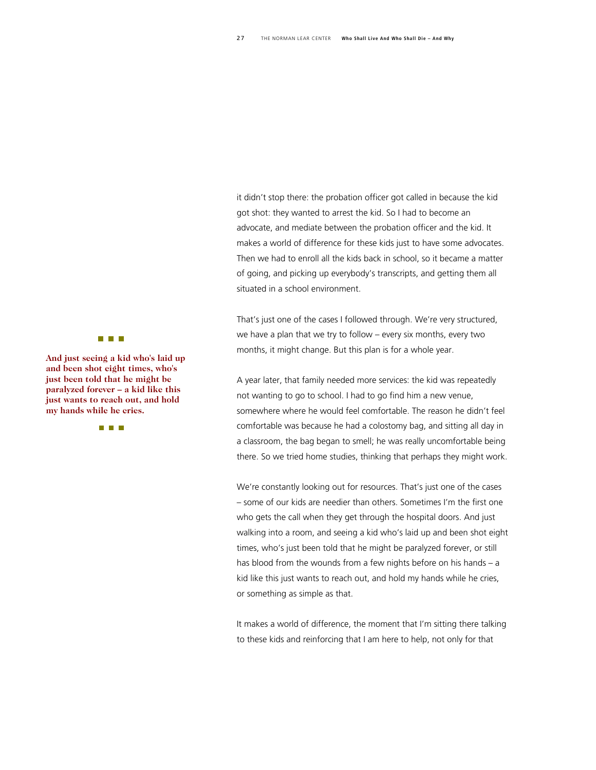it didn't stop there: the probation officer got called in because the kid got shot: they wanted to arrest the kid. So I had to become an advocate, and mediate between the probation officer and the kid. It makes a world of difference for these kids just to have some advocates. Then we had to enroll all the kids back in school, so it became a matter of going, and picking up everybody's transcripts, and getting them all situated in a school environment.

That's just one of the cases I followed through. We're very structured, we have a plan that we try to follow – every six months, every two months, it might change. But this plan is for a whole year.

**And just seeing a kid who's laid up and been shot eight times, who's just been told that he might be paralyzed forever – a kid like this just wants to reach out, and hold my hands while he cries.**

A year later, that family needed more services: the kid was repeatedly not wanting to go to school. I had to go find him a new venue, somewhere where he would feel comfortable. The reason he didn't feel comfortable was because he had a colostomy bag, and sitting all day in a classroom, the bag began to smell; he was really uncomfortable being there. So we tried home studies, thinking that perhaps they might work.

We're constantly looking out for resources. That's just one of the cases – some of our kids are needier than others. Sometimes I'm the first one who gets the call when they get through the hospital doors. And just walking into a room, and seeing a kid who's laid up and been shot eight times, who's just been told that he might be paralyzed forever, or still has blood from the wounds from a few nights before on his hands – a kid like this just wants to reach out, and hold my hands while he cries, or something as simple as that.

It makes a world of difference, the moment that I'm sitting there talking to these kids and reinforcing that I am here to help, not only for that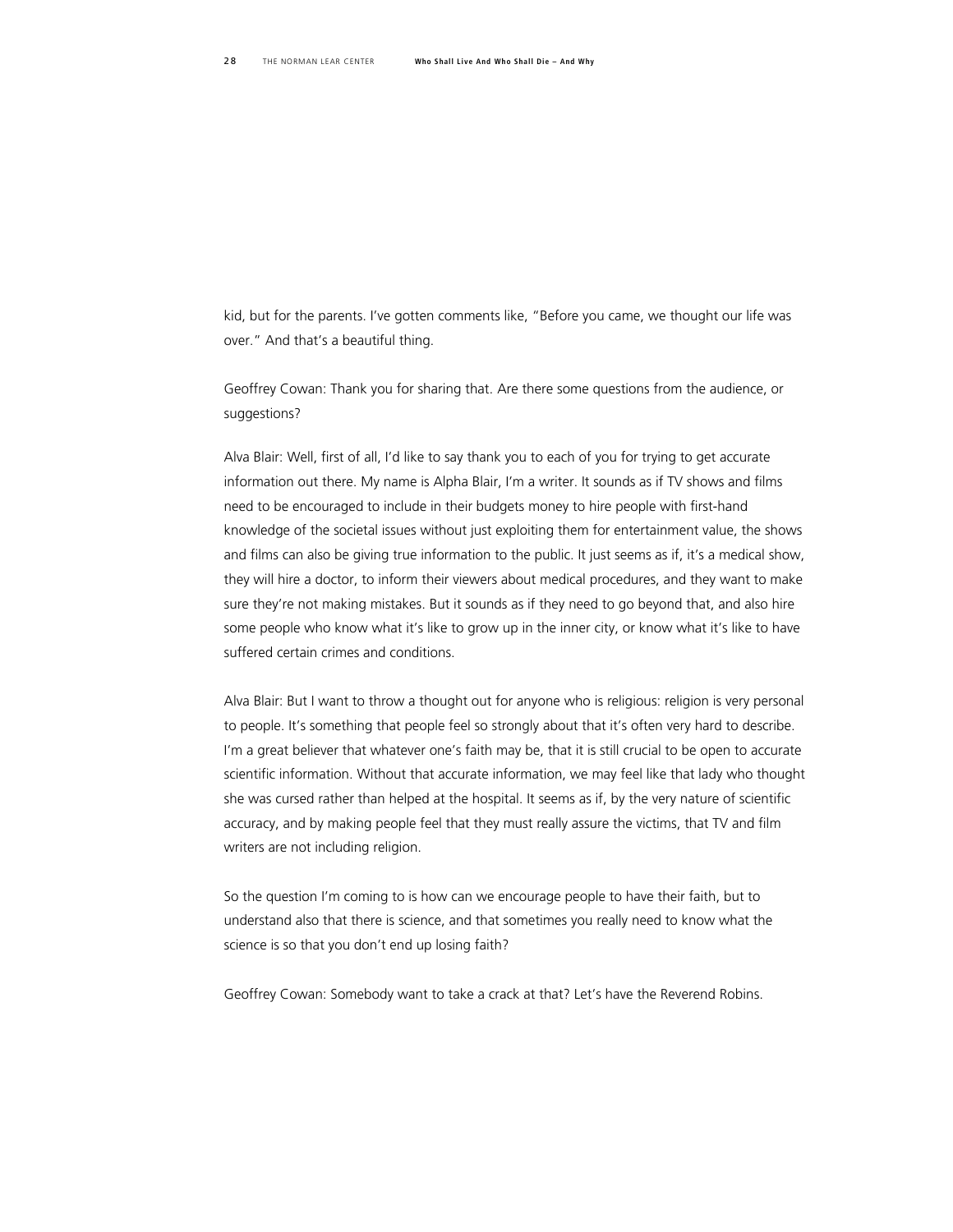kid, but for the parents. I've gotten comments like, "Before you came, we thought our life was over." And that's a beautiful thing.

Geoffrey Cowan: Thank you for sharing that. Are there some questions from the audience, or suggestions?

Alva Blair: Well, first of all, I'd like to say thank you to each of you for trying to get accurate information out there. My name is Alpha Blair, I'm a writer. It sounds as if TV shows and films need to be encouraged to include in their budgets money to hire people with first-hand knowledge of the societal issues without just exploiting them for entertainment value, the shows and films can also be giving true information to the public. It just seems as if, it's a medical show, they will hire a doctor, to inform their viewers about medical procedures, and they want to make sure they're not making mistakes. But it sounds as if they need to go beyond that, and also hire some people who know what it's like to grow up in the inner city, or know what it's like to have suffered certain crimes and conditions.

Alva Blair: But I want to throw a thought out for anyone who is religious: religion is very personal to people. It's something that people feel so strongly about that it's often very hard to describe. I'm a great believer that whatever one's faith may be, that it is still crucial to be open to accurate scientific information. Without that accurate information, we may feel like that lady who thought she was cursed rather than helped at the hospital. It seems as if, by the very nature of scientific accuracy, and by making people feel that they must really assure the victims, that TV and film writers are not including religion.

So the question I'm coming to is how can we encourage people to have their faith, but to understand also that there is science, and that sometimes you really need to know what the science is so that you don't end up losing faith?

Geoffrey Cowan: Somebody want to take a crack at that? Let's have the Reverend Robins.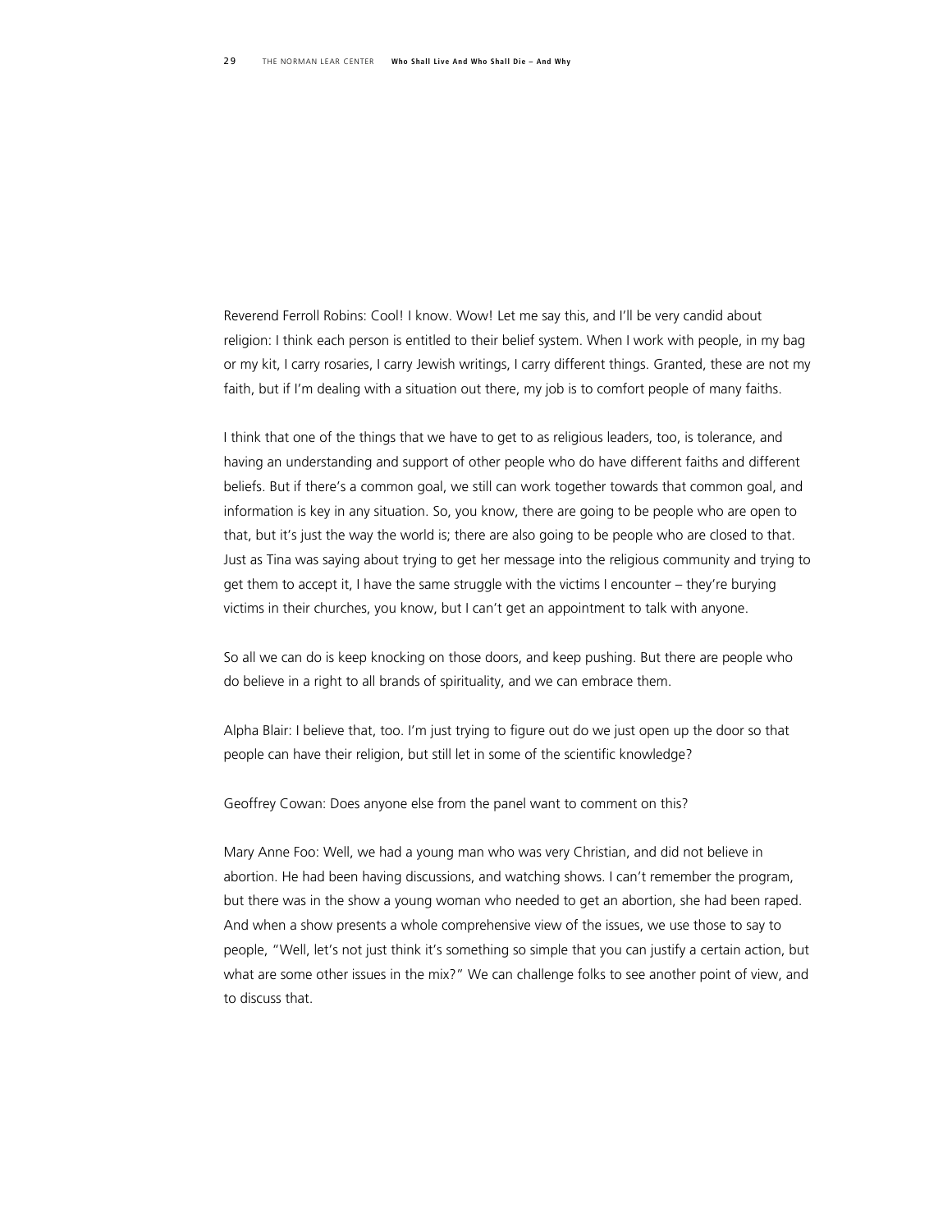Reverend Ferroll Robins: Cool! I know. Wow! Let me say this, and I'll be very candid about religion: I think each person is entitled to their belief system. When I work with people, in my bag or my kit, I carry rosaries, I carry Jewish writings, I carry different things. Granted, these are not my faith, but if I'm dealing with a situation out there, my job is to comfort people of many faiths.

I think that one of the things that we have to get to as religious leaders, too, is tolerance, and having an understanding and support of other people who do have different faiths and different beliefs. But if there's a common goal, we still can work together towards that common goal, and information is key in any situation. So, you know, there are going to be people who are open to that, but it's just the way the world is; there are also going to be people who are closed to that. Just as Tina was saying about trying to get her message into the religious community and trying to get them to accept it, I have the same struggle with the victims I encounter – they're burying victims in their churches, you know, but I can't get an appointment to talk with anyone.

So all we can do is keep knocking on those doors, and keep pushing. But there are people who do believe in a right to all brands of spirituality, and we can embrace them.

Alpha Blair: I believe that, too. I'm just trying to figure out do we just open up the door so that people can have their religion, but still let in some of the scientific knowledge?

Geoffrey Cowan: Does anyone else from the panel want to comment on this?

Mary Anne Foo: Well, we had a young man who was very Christian, and did not believe in abortion. He had been having discussions, and watching shows. I can't remember the program, but there was in the show a young woman who needed to get an abortion, she had been raped. And when a show presents a whole comprehensive view of the issues, we use those to say to people, "Well, let's not just think it's something so simple that you can justify a certain action, but what are some other issues in the mix?" We can challenge folks to see another point of view, and to discuss that.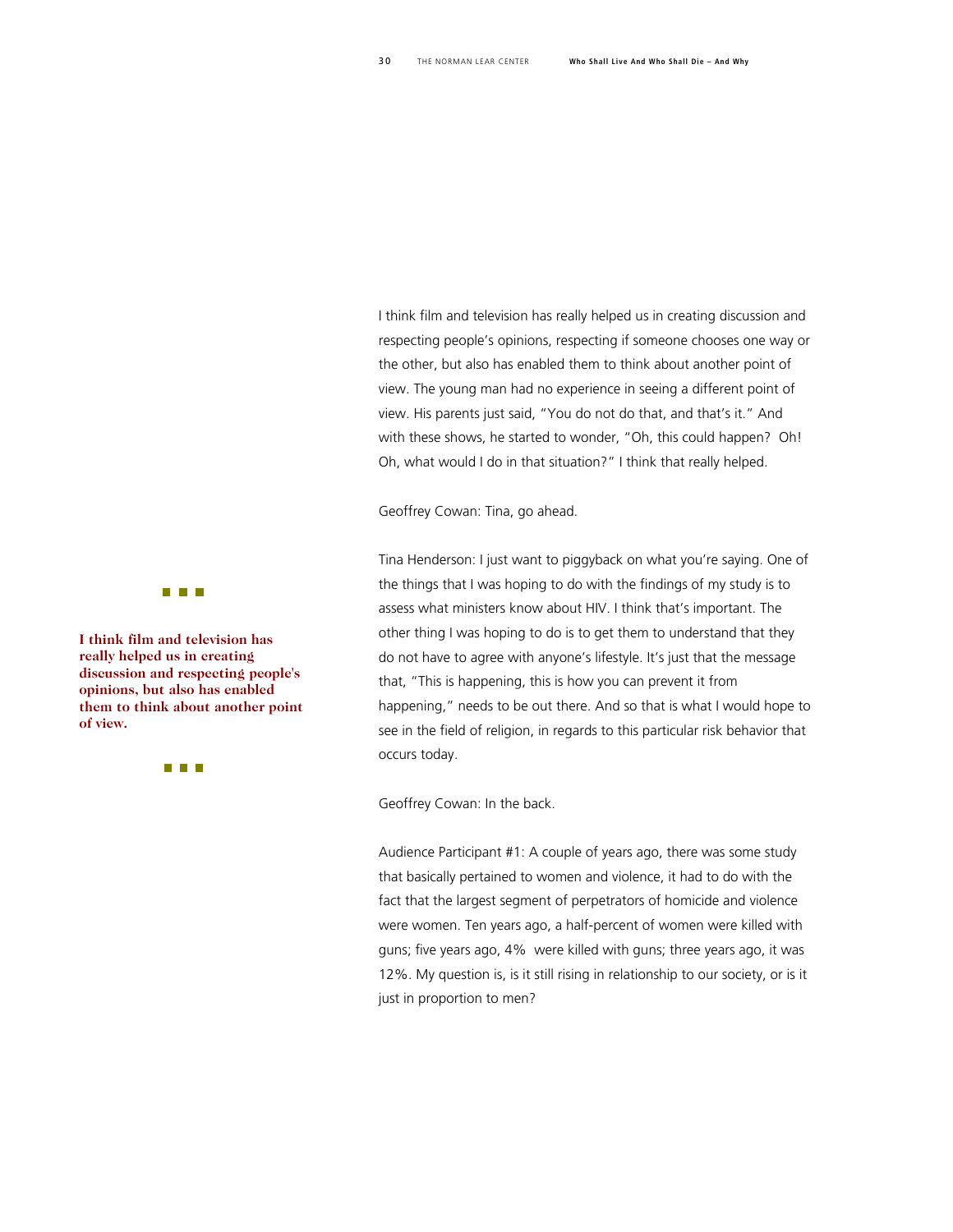I think film and television has really helped us in creating discussion and respecting people's opinions, respecting if someone chooses one way or the other, but also has enabled them to think about another point of view. The young man had no experience in seeing a different point of view. His parents just said, "You do not do that, and that's it." And with these shows, he started to wonder, "Oh, this could happen? Oh! Oh, what would I do in that situation?" I think that really helped.

**I think film and television has really helped us in creating discussion and respecting people's opinions, but also has enabled them to think about another point of view.**

Geoffrey Cowan: Tina, go ahead.

Tina Henderson: I just want to piggyback on what you're saying. One of the things that I was hoping to do with the findings of my study is to assess what ministers know about HIV. I think that's important. The other thing I was hoping to do is to get them to understand that they do not have to agree with anyone's lifestyle. It's just that the message that, "This is happening, this is how you can prevent it from happening," needs to be out there. And so that is what I would hope to see in the field of religion, in regards to this particular risk behavior that occurs today.

Geoffrey Cowan: In the back.

Audience Participant #1: A couple of years ago, there was some study that basically pertained to women and violence, it had to do with the fact that the largest segment of perpetrators of homicide and violence were women. Ten years ago, a half-percent of women were killed with guns; five years ago, 4% were killed with guns; three years ago, it was 12%. My question is, is it still rising in relationship to our society, or is it just in proportion to men?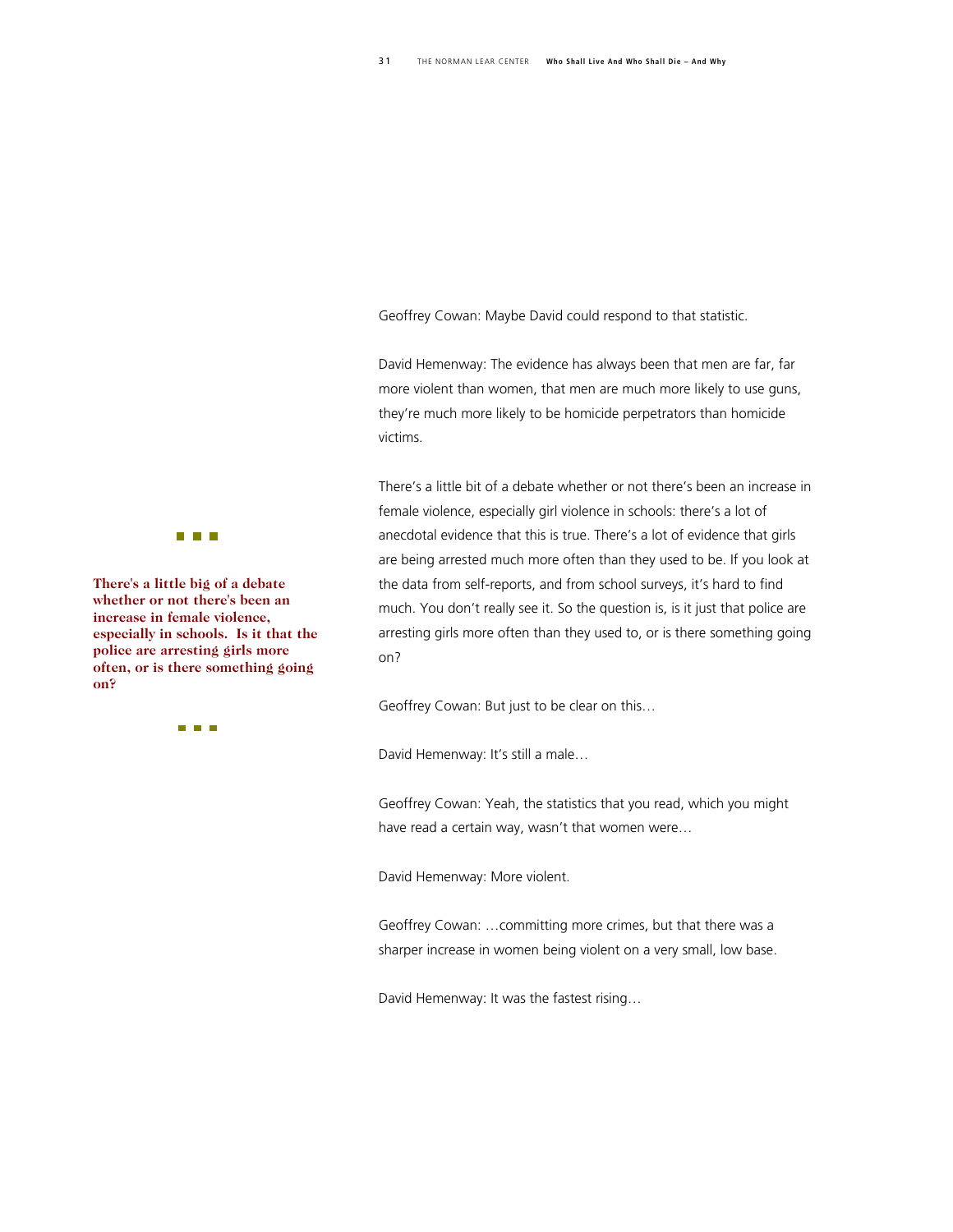Geoffrey Cowan: Maybe David could respond to that statistic.

David Hemenway: The evidence has always been that men are far, far more violent than women, that men are much more likely to use guns, they're much more likely to be homicide perpetrators than homicide victims.

There's a little bit of a debate whether or not there's been an increase in female violence, especially girl violence in schools: there's a lot of anecdotal evidence that this is true. There's a lot of evidence that girls are being arrested much more often than they used to be. If you look at the data from self-reports, and from school surveys, it's hard to find much. You don't really see it. So the question is, is it just that police are arresting girls more often than they used to, or is there something going on?

**There's a little big of a debate whether or not there's been an increase in female violence, especially in schools. Is it that the police are arresting girls more often, or is there something going on?**

Geoffrey Cowan: But just to be clear on this…

David Hemenway: It's still a male…

Geoffrey Cowan: Yeah, the statistics that you read, which you might have read a certain way, wasn't that women were…

David Hemenway: More violent.

Geoffrey Cowan: …committing more crimes, but that there was a sharper increase in women being violent on a very small, low base.

David Hemenway: It was the fastest rising…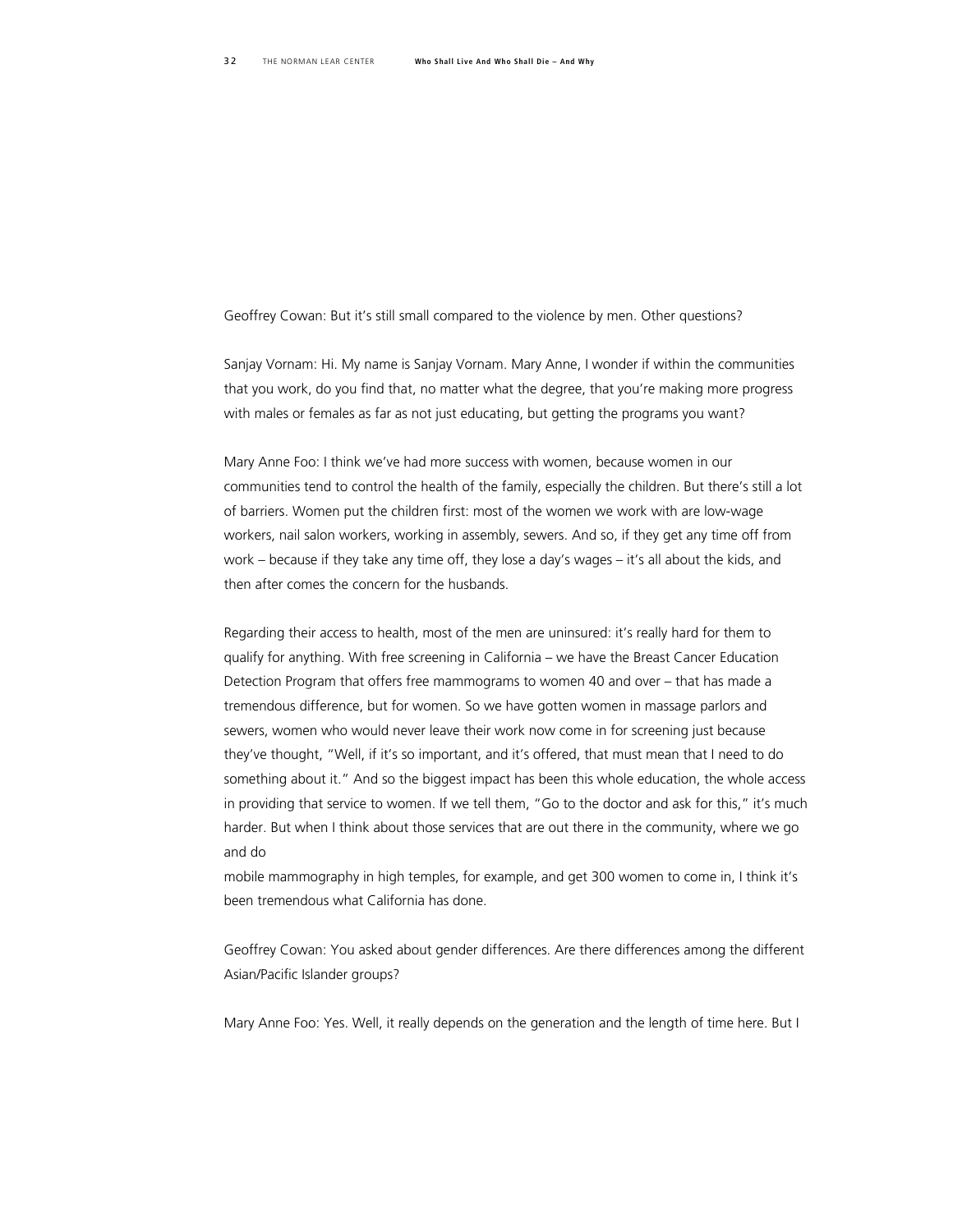Geoffrey Cowan: But it's still small compared to the violence by men. Other questions?

Sanjay Vornam: Hi. My name is Sanjay Vornam. Mary Anne, I wonder if within the communities that you work, do you find that, no matter what the degree, that you're making more progress with males or females as far as not just educating, but getting the programs you want?

Mary Anne Foo: I think we've had more success with women, because women in our communities tend to control the health of the family, especially the children. But there's still a lot of barriers. Women put the children first: most of the women we work with are low-wage workers, nail salon workers, working in assembly, sewers. And so, if they get any time off from work – because if they take any time off, they lose a day's wages – it's all about the kids, and then after comes the concern for the husbands.

Regarding their access to health, most of the men are uninsured: it's really hard for them to qualify for anything. With free screening in California – we have the Breast Cancer Education Detection Program that offers free mammograms to women 40 and over – that has made a tremendous difference, but for women. So we have gotten women in massage parlors and sewers, women who would never leave their work now come in for screening just because they've thought, "Well, if it's so important, and it's offered, that must mean that I need to do something about it." And so the biggest impact has been this whole education, the whole access in providing that service to women. If we tell them, "Go to the doctor and ask for this," it's much harder. But when I think about those services that are out there in the community, where we go and do mobile mammography in high temples, for example, and get 300 women to come in, I think it's been tremendous what California has done.

Geoffrey Cowan: You asked about gender differences. Are there differences among the different Asian/Pacific Islander groups?

Mary Anne Foo: Yes. Well, it really depends on the generation and the length of time here. But I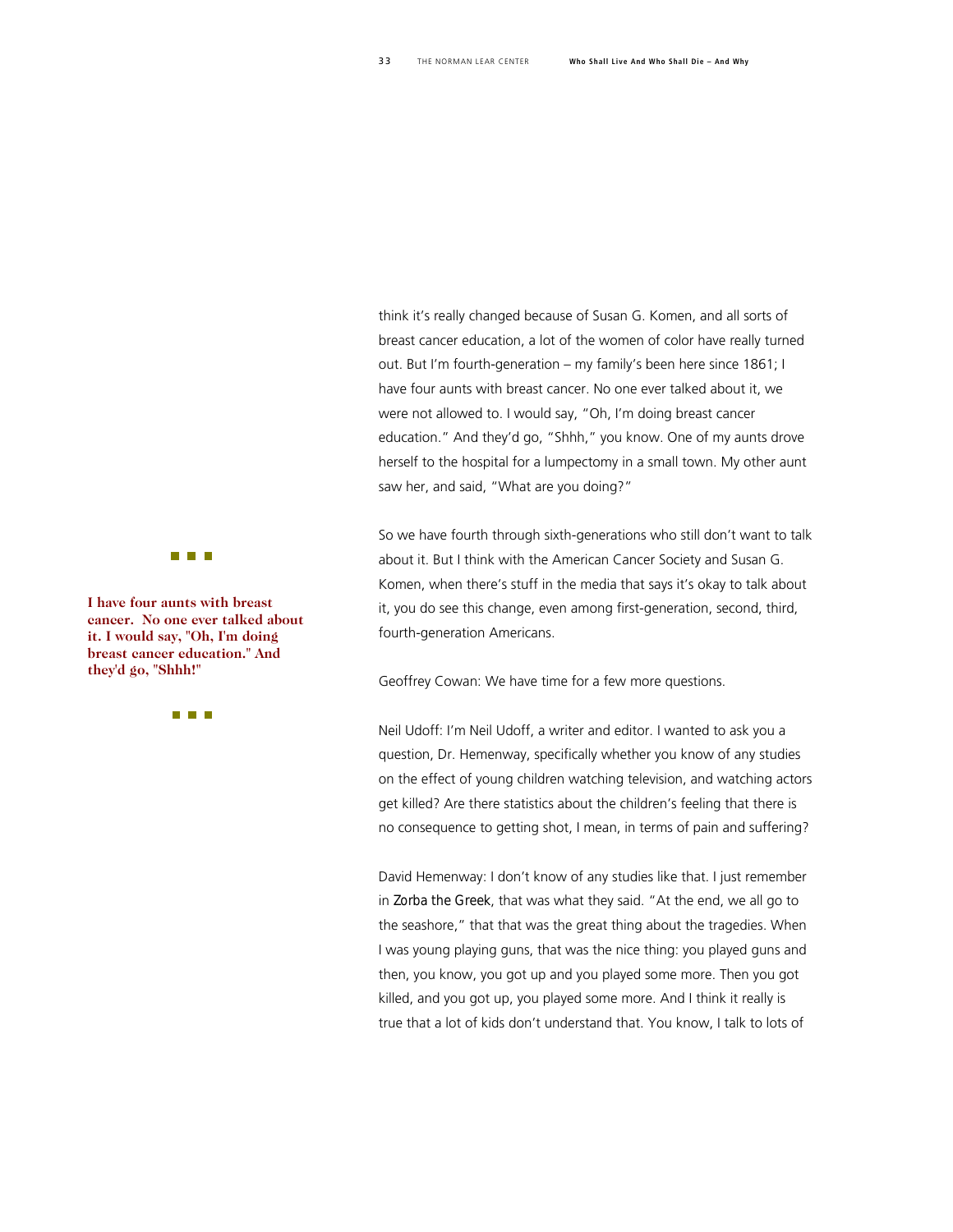think it's really changed because of Susan G. Komen, and all sorts of breast cancer education, a lot of the women of color have really turned out. But I'm fourth-generation – my family's been here since 1861; I have four aunts with breast cancer. No one ever talked about it, we were not allowed to. I would say, "Oh, I'm doing breast cancer education." And they'd go, "Shhh," you know. One of my aunts drove herself to the hospital for a lumpectomy in a small town. My other aunt saw her, and said, "What are you doing?"

> **I have four aunts with breast cancer. No one ever talked about it. I would say, "Oh, I'm doing breast cancer education." And they'd go, "Shhh!"**

So we have fourth through sixth-generations who still don't want to talk about it. But I think with the American Cancer Society and Susan G. Komen, when there's stuff in the media that says it's okay to talk about it, you do see this change, even among first-generation, second, third, fourth-generation Americans.

Geoffrey Cowan: We have time for a few more questions.

Neil Udoff: I'm Neil Udoff, a writer and editor. I wanted to ask you a question, Dr. Hemenway, specifically whether you know of any studies on the effect of young children watching television, and watching actors get killed? Are there statistics about the children's feeling that there is no consequence to getting shot, I mean, in terms of pain and suffering?

David Hemenway: I don't know of any studies like that. I just remember in *Zorba the Greek*, that was what they said. "At the end, we all go to the seashore," that that was the great thing about the tragedies. When I was young playing guns, that was the nice thing: you played guns and then, you know, you got up and you played some more. Then you got killed, and you got up, you played some more. And I think it really is true that a lot of kids don't understand that. You know, I talk to lots of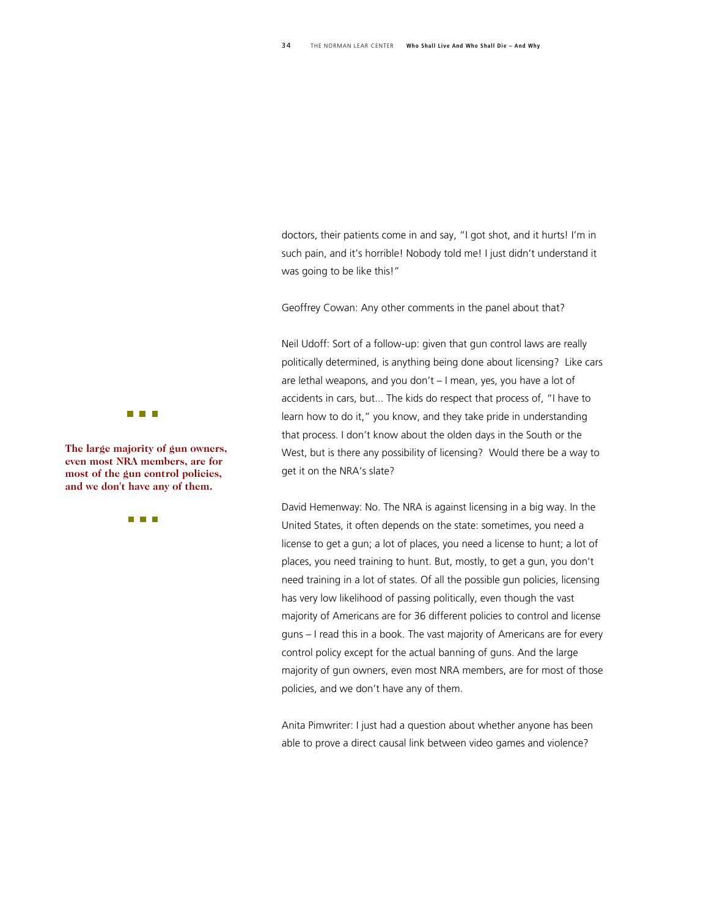doctors, their patients come in and say, "I got shot, and it hurts! I'm in such pain, and it's horrible! Nobody told me! I just didn't understand it was going to be like this!"

Geoffrey Cowan: Any other comments in the panel about that?

Neil Udoff: Sort of a follow-up: given that gun control laws are really politically determined, is anything being done about licensing? Like cars are lethal weapons, and you don't – I mean, yes, you have a lot of accidents in cars, but... The kids do respect that process of, "I have to learn how to do it," you know, and they take pride in understanding that process. I don't know about the olden days in the South or the West, but is there any possibility of licensing? Would there be a way to get it on the NRA's slate?

**The large majority of gun owners, even most NRA members, are for most of the gun control policies, and we don't have any of them.**

David Hemenway: No. The NRA is against licensing in a big way. In the United States, it often depends on the state: sometimes, you need a license to get a gun; a lot of places, you need a license to hunt; a lot of places, you need training to hunt. But, mostly, to get a gun, you don't need training in a lot of states. Of all the possible gun policies, licensing has very low likelihood of passing politically, even though the vast majority of Americans are for 36 different policies to control and license guns – I read this in a book. The vast majority of Americans are for every control policy except for the actual banning of guns. And the large majority of gun owners, even most NRA members, are for most of those policies, and we don't have any of them.

Anita Pimwriter: I just had a question about whether anyone has been able to prove a direct causal link between video games and violence?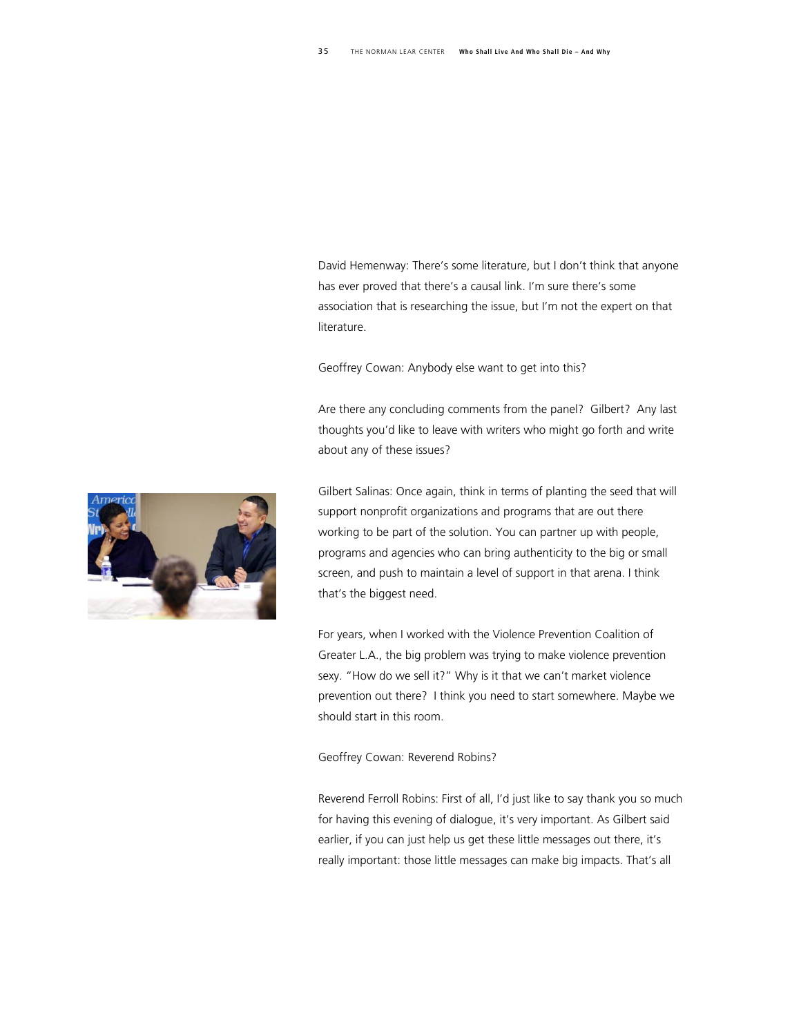David Hemenway: There's some literature, but I don't think that anyone has ever proved that there's a causal link. I'm sure there's some association that is researching the issue, but I'm not the expert on that literature.

Geoffrey Cowan: Anybody else want to get into this?

Are there any concluding comments from the panel? Gilbert? Any last thoughts you'd like to leave with writers who might go forth and write about any of these issues?

Gilbert Salinas: Once again, think in terms of planting the seed that will support nonprofit organizations and programs that are out there working to be part of the solution. You can partner up with people, programs and agencies who can bring authenticity to the big or small screen, and push to maintain a level of support in that arena. I think that's the biggest need.

For years, when I worked with the Violence Prevention Coalition of Greater L.A., the big problem was trying to make violence prevention sexy. "How do we sell it?" Why is it that we can't market violence prevention out there? I think you need to start somewhere. Maybe we should start in this room.

Geoffrey Cowan: Reverend Robins?

Reverend Ferroll Robins: First of all, I'd just like to say thank you so much for having this evening of dialogue, it's very important. As Gilbert said earlier, if you can just help us get these little messages out there, it's really important: those little messages can make big impacts. That's all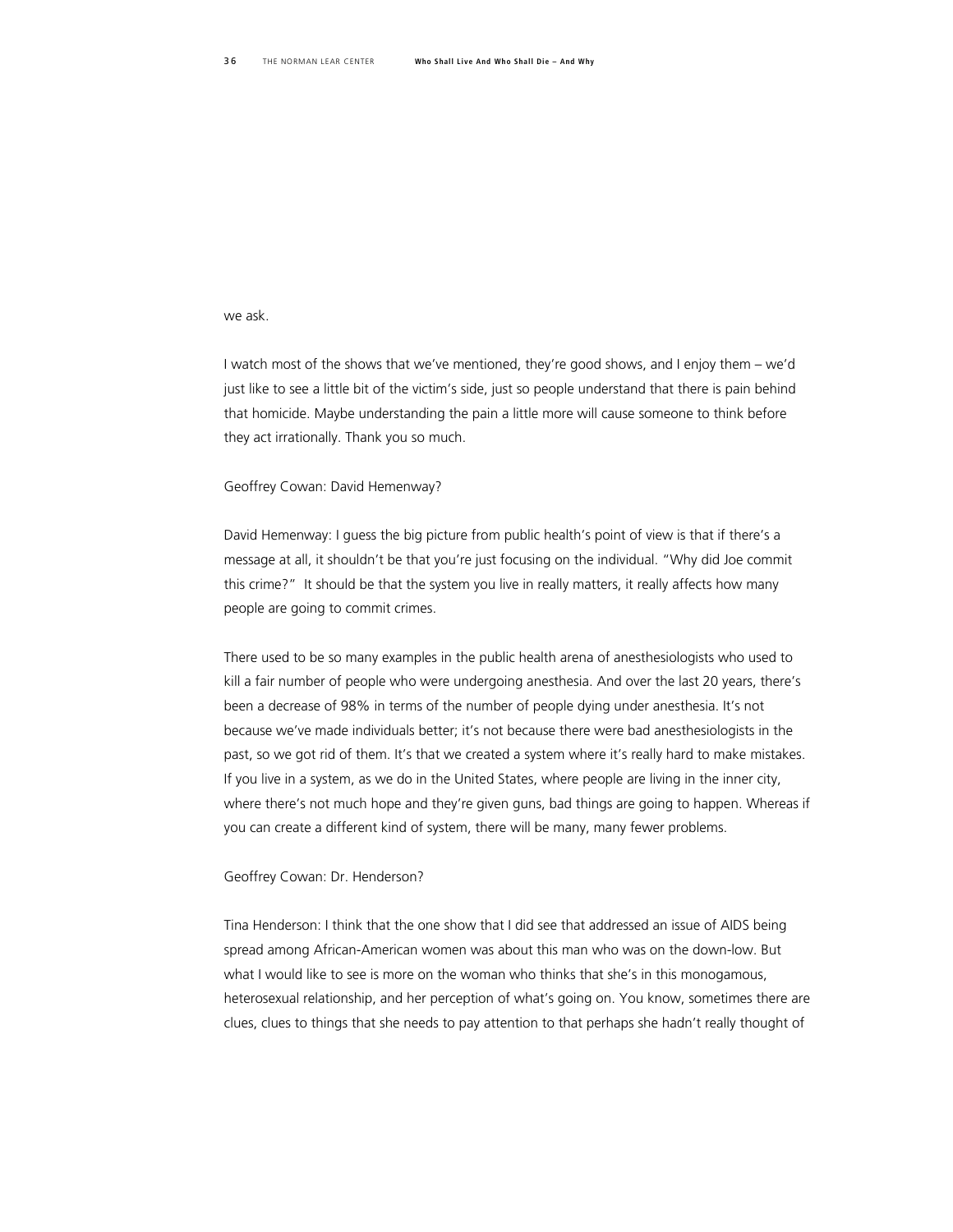we ask.

I watch most of the shows that we've mentioned, they're good shows, and I enjoy them – we'd just like to see a little bit of the victim's side, just so people understand that there is pain behind that homicide. Maybe understanding the pain a little more will cause someone to think before they act irrationally. Thank you so much.

Geoffrey Cowan: David Hemenway?

David Hemenway: I guess the big picture from public health's point of view is that if there's a message at all, it shouldn't be that you're just focusing on the individual. "Why did Joe commit this crime?" It should be that the system you live in really matters, it really affects how many people are going to commit crimes.

There used to be so many examples in the public health arena of anesthesiologists who used to kill a fair number of people who were undergoing anesthesia. And over the last 20 years, there's been a decrease of 98% in terms of the number of people dying under anesthesia. It's not because we've made individuals better; it's not because there were bad anesthesiologists in the past, so we got rid of them. It's that we created a system where it's really hard to make mistakes. If you live in a system, as we do in the United States, where people are living in the inner city, where there's not much hope and they're given guns, bad things are going to happen. Whereas if you can create a different kind of system, there will be many, many fewer problems.

Geoffrey Cowan: Dr. Henderson?

Tina Henderson: I think that the one show that I did see that addressed an issue of AIDS being spread among African-American women was about this man who was on the down-low. But what I would like to see is more on the woman who thinks that she's in this monogamous, heterosexual relationship, and her perception of what's going on. You know, sometimes there are clues, clues to things that she needs to pay attention to that perhaps she hadn't really thought of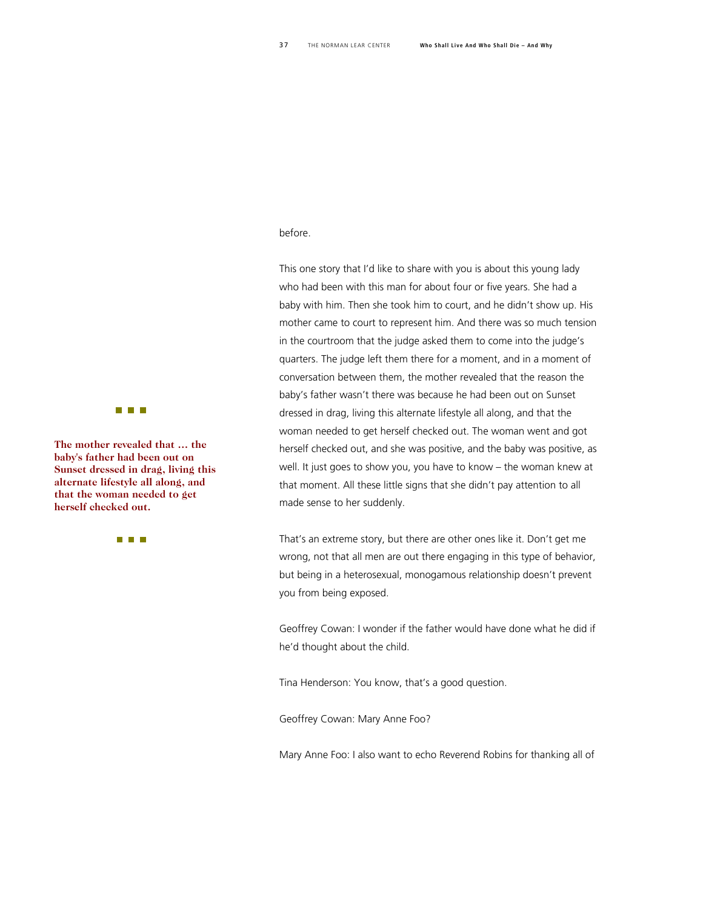before.

This one story that I'd like to share with you is about this young lady who had been with this man for about four or five years. She had a baby with him. Then she took him to court, and he didn't show up. His mother came to court to represent him. And there was so much tension in the courtroom that the judge asked them to come into the judge's quarters. The judge left them there for a moment, and in a moment of conversation between them, the mother revealed that the reason the baby's father wasn't there was because he had been out on Sunset dressed in drag, living this alternate lifestyle all along, and that the woman needed to get herself checked out. The woman went and got herself checked out, and she was positive, and the baby was positive, as well. It just goes to show you, you have to know – the woman knew at that moment. All these little signs that she didn't pay attention to all made sense to her suddenly.

**The mother revealed that … the baby's father had been out on Sunset dressed in drag, living this alternate lifestyle all along, and that the woman needed to get herself checked out.**

That's an extreme story, but there are other ones like it. Don't get me wrong, not that all men are out there engaging in this type of behavior, but being in a heterosexual, monogamous relationship doesn't prevent you from being exposed.

Geoffrey Cowan: I wonder if the father would have done what he did if he'd thought about the child.

Tina Henderson: You know, that's a good question.

Geoffrey Cowan: Mary Anne Foo?

Mary Anne Foo: I also want to echo Reverend Robins for thanking all of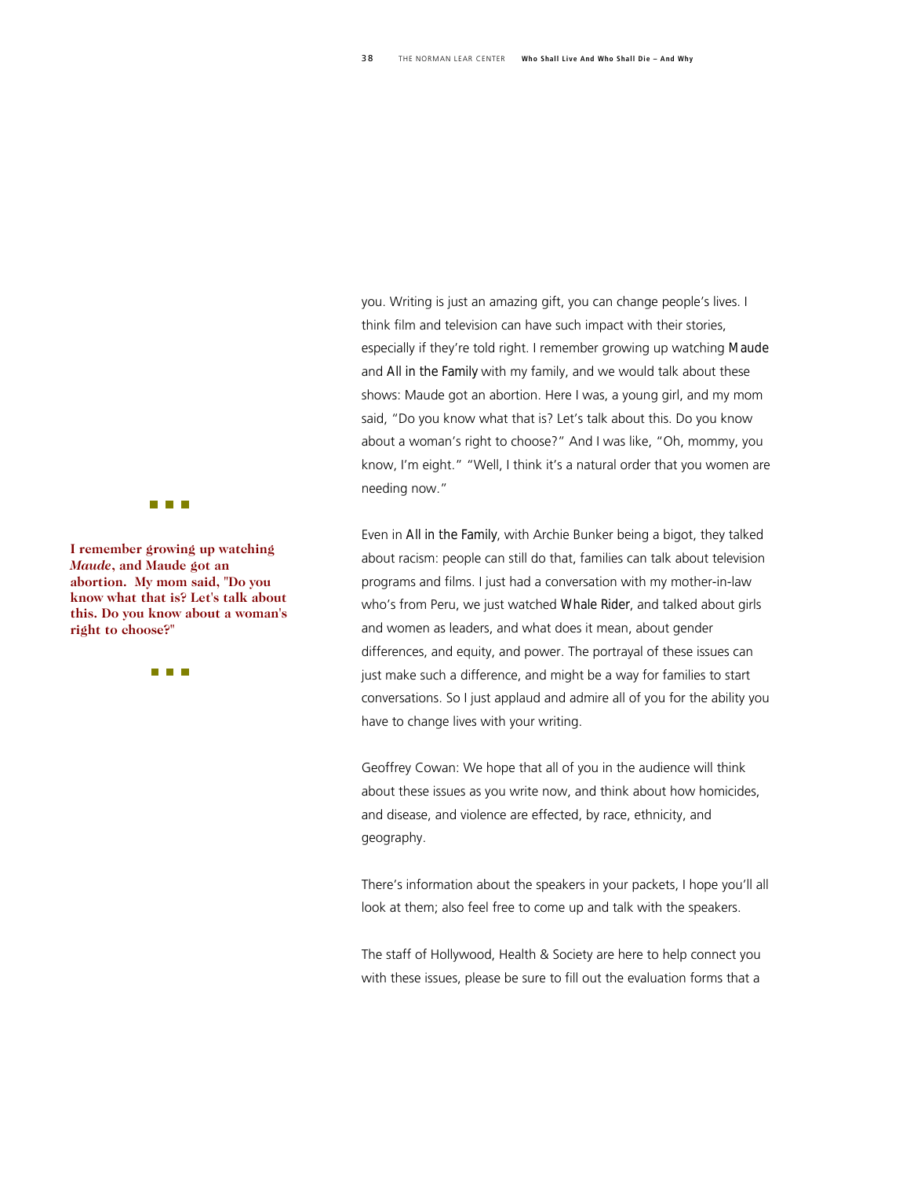you. Writing is just an amazing gift, you can change people's lives. I think film and television can have such impact with their stories, especially if they're told right. I remember growing up watching Maude and All in the Family with my family, and we would talk about these shows: Maude got an abortion. Here I was, a young girl, and my mom said, "Do you know what that is? Let's talk about this. Do you know about a woman's right to choose?" And I was like, "Oh, mommy, you know, I'm eight." "Well, I think it's a natural order that you women are needing now."

**I remember growing up watching *Maude*, and Maude got an abortion. My mom said, "Do you know what that is? Let's talk about this. Do you know about a woman's right to choose?"**

Even in All in the Family, with Archie Bunker being a bigot, they talked about racism: people can still do that, families can talk about television programs and films. I just had a conversation with my mother-in-law who's from Peru, we just watched Whale Rider, and talked about girls and women as leaders, and what does it mean, about gender differences, and equity, and power. The portrayal of these issues can just make such a difference, and might be a way for families to start conversations. So I just applaud and admire all of you for the ability you have to change lives with your writing.

Geoffrey Cowan: We hope that all of you in the audience will think about these issues as you write now, and think about how homicides, and disease, and violence are effected, by race, ethnicity, and geography.

There's information about the speakers in your packets, I hope you'll all look at them; also feel free to come up and talk with the speakers.

The staff of Hollywood, Health & Society are here to help connect you with these issues, please be sure to fill out the evaluation forms that a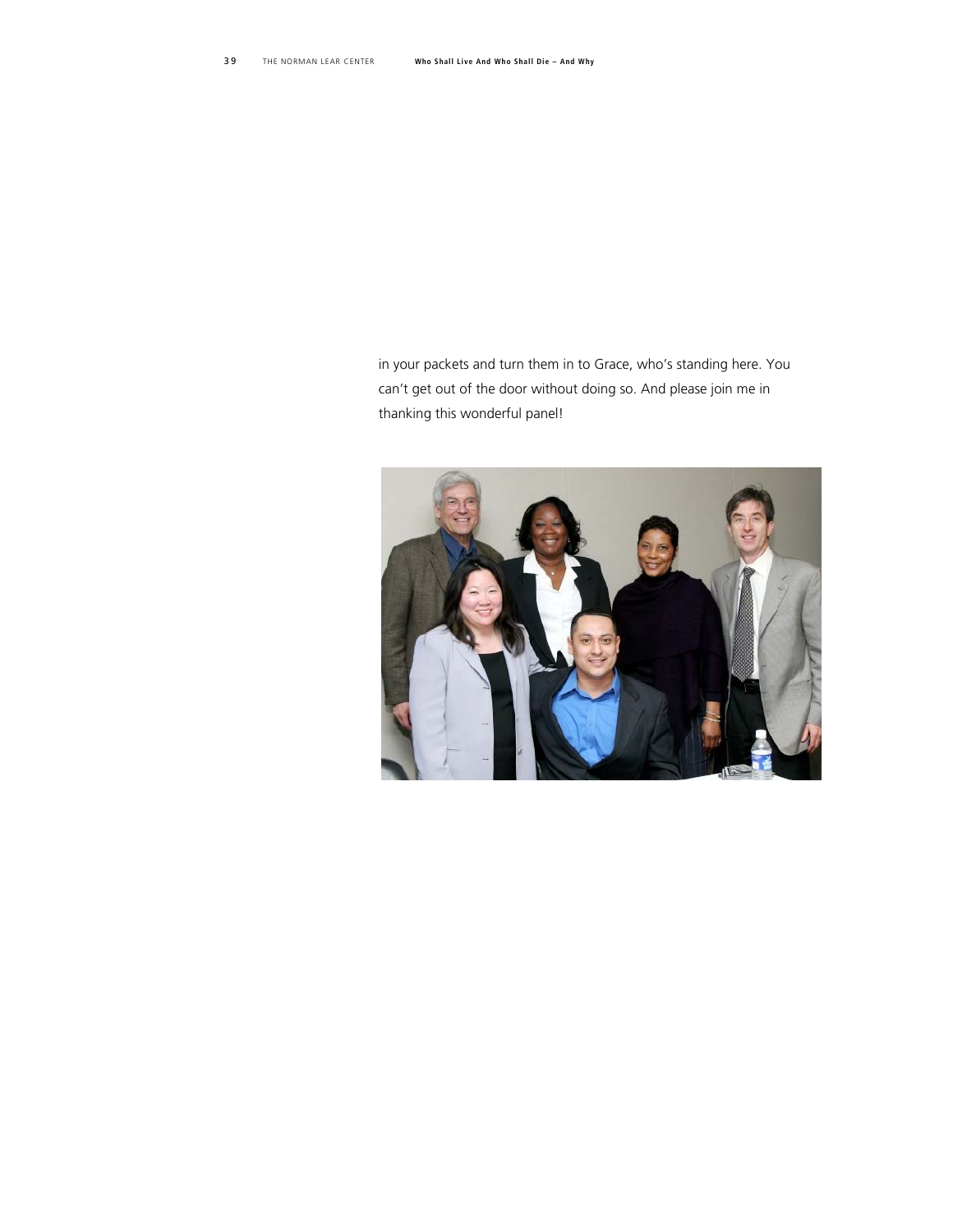in your packets and turn them in to Grace, who's standing here. You can't get out of the door without doing so. And please join me in thanking this wonderful panel!